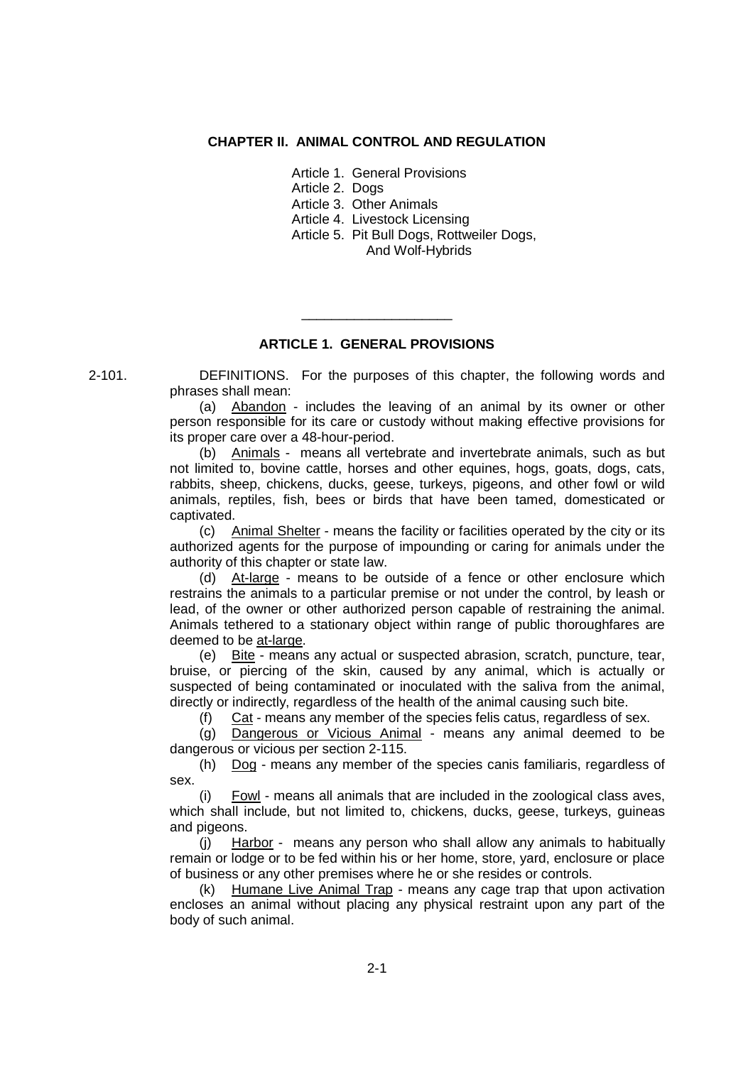## CHAPTER II. ANIMAL CONTROL AND REGULATION

Article 1. General Provisions
Article 2. Dogs
Article 3. Other Animals
Article 4. Livestock Licensing
Article 5. Pit Bull Dogs, Rottweiler Dogs, And Wolf-Hybrids

---

### ARTICLE 1. GENERAL PROVISIONS

2-101. DEFINITIONS. For the purposes of this chapter, the following words and phrases shall mean:

(a) Abandon - includes the leaving of an animal by its owner or other person responsible for its care or custody without making effective provisions for its proper care over a 48-hour-period.

(b) Animals - means all vertebrate and invertebrate animals, such as but not limited to, bovine cattle, horses and other equines, hogs, goats, dogs, cats, rabbits, sheep, chickens, ducks, geese, turkeys, pigeons, and other fowl or wild animals, reptiles, fish, bees or birds that have been tamed, domesticated or captivated.

(c) Animal Shelter - means the facility or facilities operated by the city or its authorized agents for the purpose of impounding or caring for animals under the authority of this chapter or state law.

(d) At-large - means to be outside of a fence or other enclosure which restrains the animals to a particular premise or not under the control, by leash or lead, of the owner or other authorized person capable of restraining the animal. Animals tethered to a stationary object within range of public thoroughfares are deemed to be at-large.

(e) Bite - means any actual or suspected abrasion, scratch, puncture, tear, bruise, or piercing of the skin, caused by any animal, which is actually or suspected of being contaminated or inoculated with the saliva from the animal, directly or indirectly, regardless of the health of the animal causing such bite.

(f) Cat - means any member of the species felis catus, regardless of sex.

(g) Dangerous or Vicious Animal - means any animal deemed to be dangerous or vicious per section 2-115.

(h) Dog - means any member of the species canis familiaris, regardless of sex.

(i) Fowl - means all animals that are included in the zoological class aves, which shall include, but not limited to, chickens, ducks, geese, turkeys, guineas and pigeons.

(j) Harbor - means any person who shall allow any animals to habitually remain or lodge or to be fed within his or her home, store, yard, enclosure or place of business or any other premises where he or she resides or controls.

(k) Humane Live Animal Trap - means any cage trap that upon activation encloses an animal without placing any physical restraint upon any part of the body of such animal.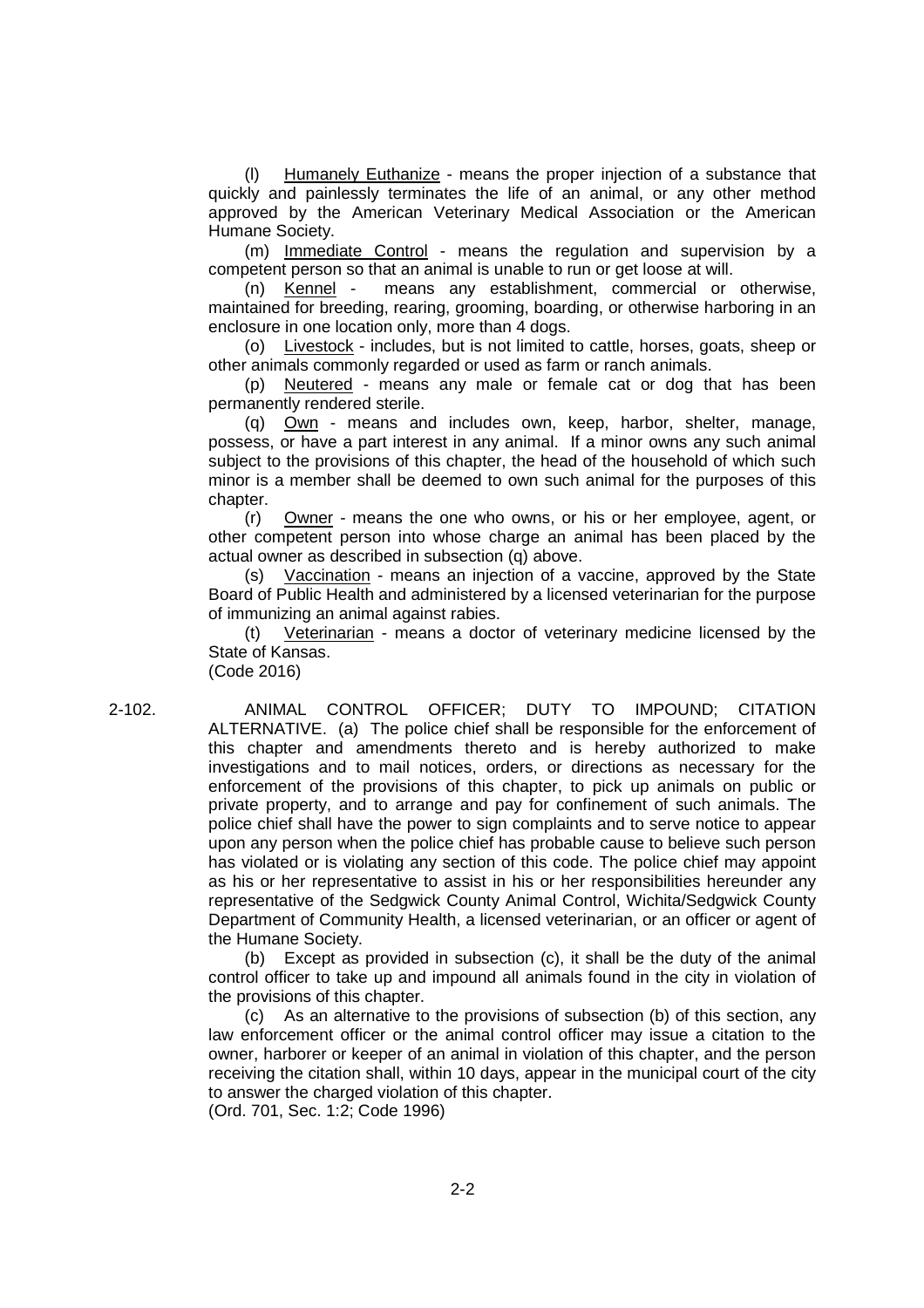(l) Humanely Euthanize - means the proper injection of a substance that quickly and painlessly terminates the life of an animal, or any other method approved by the American Veterinary Medical Association or the American Humane Society.

(m) Immediate Control - means the regulation and supervision by a competent person so that an animal is unable to run or get loose at will.

(n) Kennel - means any establishment, commercial or otherwise, maintained for breeding, rearing, grooming, boarding, or otherwise harboring in an enclosure in one location only, more than 4 dogs.

(o) Livestock - includes, but is not limited to cattle, horses, goats, sheep or other animals commonly regarded or used as farm or ranch animals.

(p) Neutered - means any male or female cat or dog that has been permanently rendered sterile.

(q) Own - means and includes own, keep, harbor, shelter, manage, possess, or have a part interest in any animal. If a minor owns any such animal subject to the provisions of this chapter, the head of the household of which such minor is a member shall be deemed to own such animal for the purposes of this chapter.

(r) Owner - means the one who owns, or his or her employee, agent, or other competent person into whose charge an animal has been placed by the actual owner as described in subsection (q) above.

(s) Vaccination - means an injection of a vaccine, approved by the State Board of Public Health and administered by a licensed veterinarian for the purpose of immunizing an animal against rabies.

(t) Veterinarian - means a doctor of veterinary medicine licensed by the State of Kansas.

(Code 2016)

**2-102. ANIMAL CONTROL OFFICER; DUTY TO IMPOUND; CITATION ALTERNATIVE.** (a) The police chief shall be responsible for the enforcement of this chapter and amendments thereto and is hereby authorized to make investigations and to mail notices, orders, or directions as necessary for the enforcement of the provisions of this chapter, to pick up animals on public or private property, and to arrange and pay for confinement of such animals. The police chief shall have the power to sign complaints and to serve notice to appear upon any person when the police chief has probable cause to believe such person has violated or is violating any section of this code. The police chief may appoint as his or her representative to assist in his or her responsibilities hereunder any representative of the Sedgwick County Animal Control, Wichita/Sedgwick County Department of Community Health, a licensed veterinarian, or an officer or agent of the Humane Society.

(b) Except as provided in subsection (c), it shall be the duty of the animal control officer to take up and impound all animals found in the city in violation of the provisions of this chapter.

(c) As an alternative to the provisions of subsection (b) of this section, any law enforcement officer or the animal control officer may issue a citation to the owner, harborer or keeper of an animal in violation of this chapter, and the person receiving the citation shall, within 10 days, appear in the municipal court of the city to answer the charged violation of this chapter.

(Ord. 701, Sec. 1:2; Code 1996)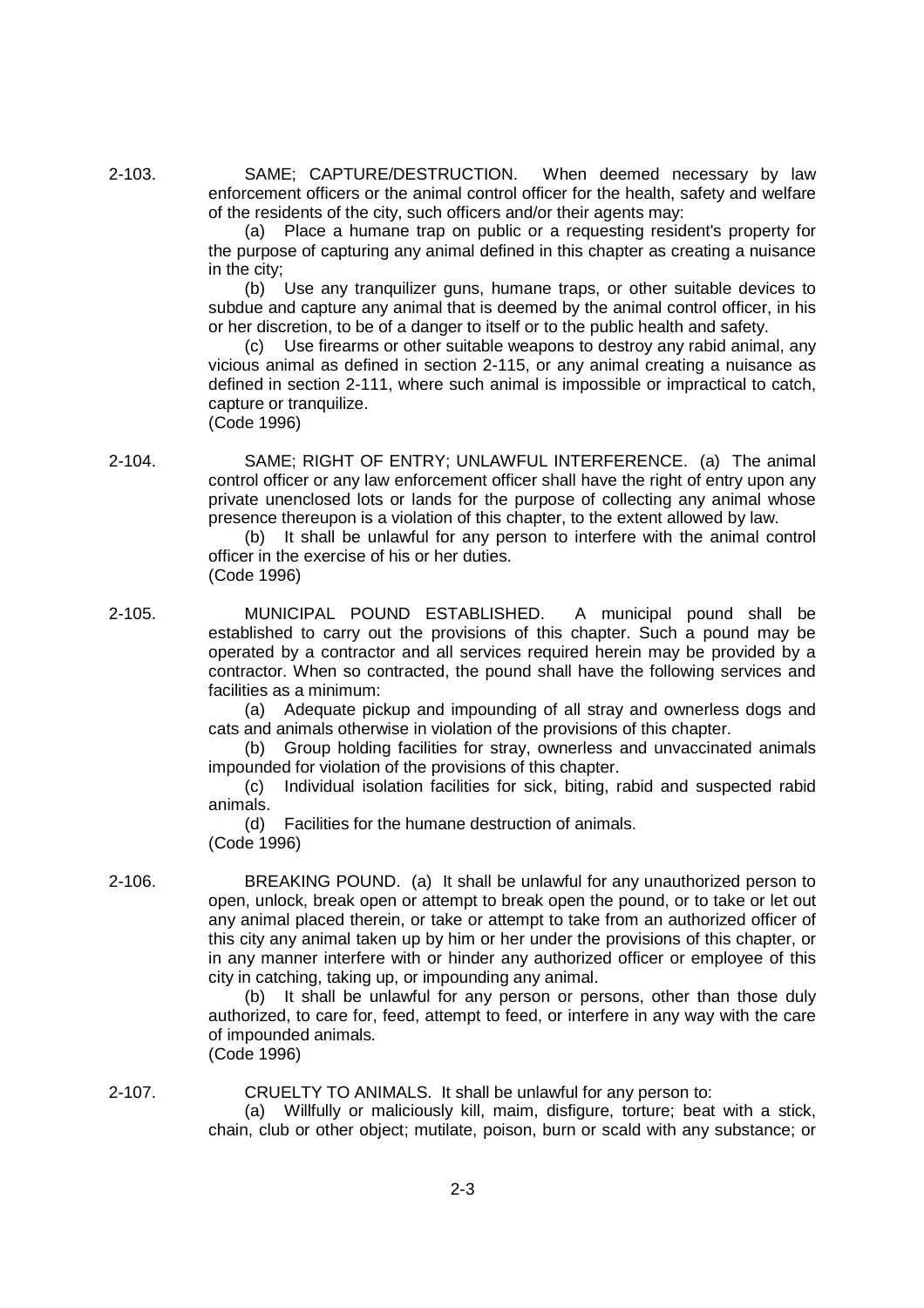2-103. SAME; CAPTURE/DESTRUCTION. When deemed necessary by law enforcement officers or the animal control officer for the health, safety and welfare of the residents of the city, such officers and/or their agents may:

(a) Place a humane trap on public or a requesting resident's property for the purpose of capturing any animal defined in this chapter as creating a nuisance in the city;

(b) Use any tranquilizer guns, humane traps, or other suitable devices to subdue and capture any animal that is deemed by the animal control officer, in his or her discretion, to be of a danger to itself or to the public health and safety.

(c) Use firearms or other suitable weapons to destroy any rabid animal, any vicious animal as defined in section 2-115, or any animal creating a nuisance as defined in section 2-111, where such animal is impossible or impractical to catch, capture or tranquilize.

(Code 1996)

2-104. SAME; RIGHT OF ENTRY; UNLAWFUL INTERFERENCE. (a) The animal control officer or any law enforcement officer shall have the right of entry upon any private unenclosed lots or lands for the purpose of collecting any animal whose presence thereupon is a violation of this chapter, to the extent allowed by law.

(b) It shall be unlawful for any person to interfere with the animal control officer in the exercise of his or her duties.

(Code 1996)

2-105. MUNICIPAL POUND ESTABLISHED. A municipal pound shall be established to carry out the provisions of this chapter. Such a pound may be operated by a contractor and all services required herein may be provided by a contractor. When so contracted, the pound shall have the following services and facilities as a minimum:

(a) Adequate pickup and impounding of all stray and ownerless dogs and cats and animals otherwise in violation of the provisions of this chapter.

(b) Group holding facilities for stray, ownerless and unvaccinated animals impounded for violation of the provisions of this chapter.

(c) Individual isolation facilities for sick, biting, rabid and suspected rabid animals.

(d) Facilities for the humane destruction of animals.

(Code 1996)

2-106. BREAKING POUND. (a) It shall be unlawful for any unauthorized person to open, unlock, break open or attempt to break open the pound, or to take or let out any animal placed therein, or take or attempt to take from an authorized officer of this city any animal taken up by him or her under the provisions of this chapter, or in any manner interfere with or hinder any authorized officer or employee of this city in catching, taking up, or impounding any animal.

(b) It shall be unlawful for any person or persons, other than those duly authorized, to care for, feed, attempt to feed, or interfere in any way with the care of impounded animals.

(Code 1996)

2-107. CRUELTY TO ANIMALS. It shall be unlawful for any person to:

(a) Willfully or maliciously kill, maim, disfigure, torture; beat with a stick, chain, club or other object; mutilate, poison, burn or scald with any substance; or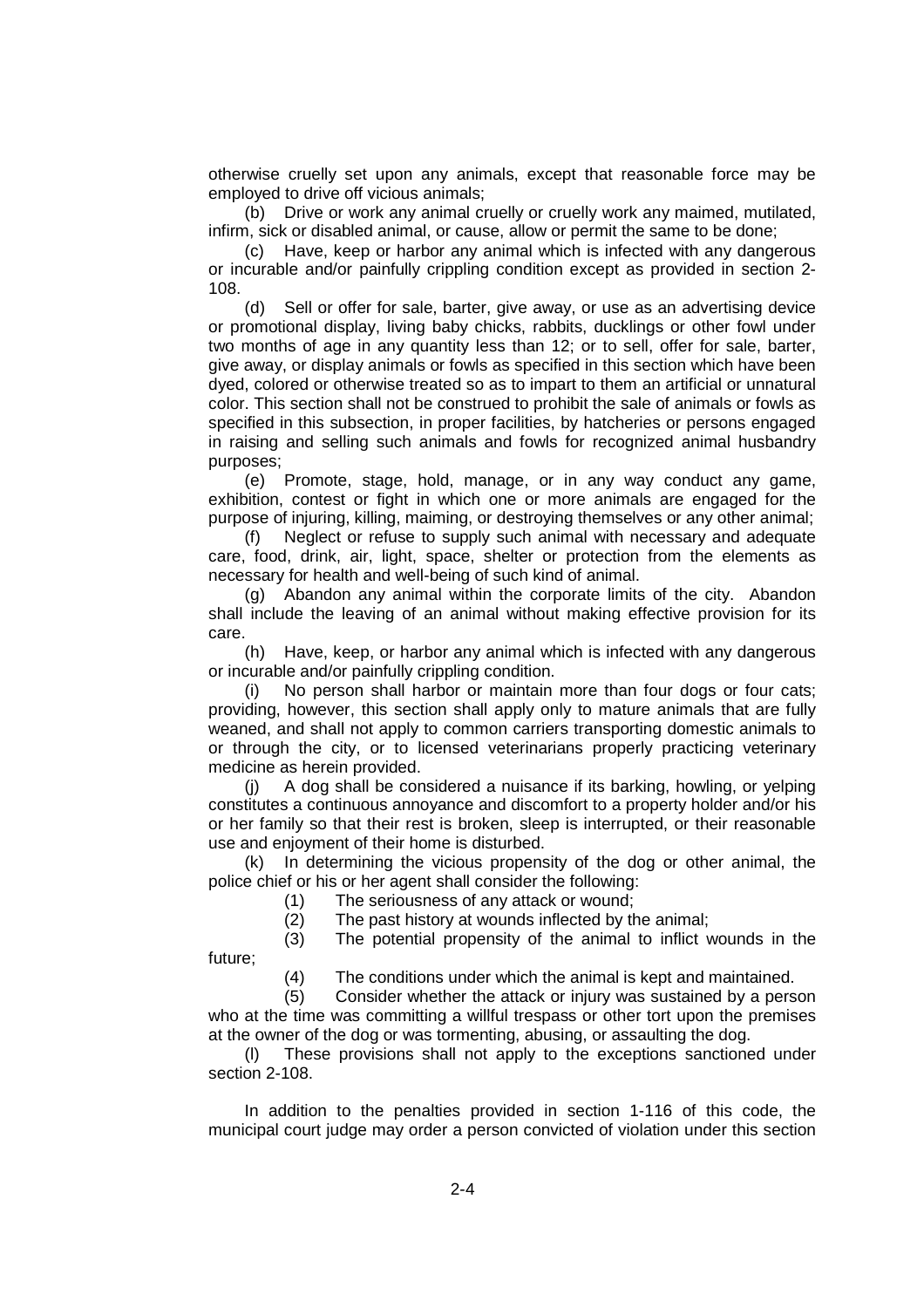otherwise cruelly set upon any animals, except that reasonable force may be employed to drive off vicious animals;

(b) Drive or work any animal cruelly or cruelly work any maimed, mutilated, infirm, sick or disabled animal, or cause, allow or permit the same to be done;

(c) Have, keep or harbor any animal which is infected with any dangerous or incurable and/or painfully crippling condition except as provided in section 2-108.

(d) Sell or offer for sale, barter, give away, or use as an advertising device or promotional display, living baby chicks, rabbits, ducklings or other fowl under two months of age in any quantity less than 12; or to sell, offer for sale, barter, give away, or display animals or fowls as specified in this section which have been dyed, colored or otherwise treated so as to impart to them an artificial or unnatural color. This section shall not be construed to prohibit the sale of animals or fowls as specified in this subsection, in proper facilities, by hatcheries or persons engaged in raising and selling such animals and fowls for recognized animal husbandry purposes;

(e) Promote, stage, hold, manage, or in any way conduct any game, exhibition, contest or fight in which one or more animals are engaged for the purpose of injuring, killing, maiming, or destroying themselves or any other animal;

(f) Neglect or refuse to supply such animal with necessary and adequate care, food, drink, air, light, space, shelter or protection from the elements as necessary for health and well-being of such kind of animal.

(g) Abandon any animal within the corporate limits of the city. Abandon shall include the leaving of an animal without making effective provision for its care.

(h) Have, keep, or harbor any animal which is infected with any dangerous or incurable and/or painfully crippling condition.

(i) No person shall harbor or maintain more than four dogs or four cats; providing, however, this section shall apply only to mature animals that are fully weaned, and shall not apply to common carriers transporting domestic animals to or through the city, or to licensed veterinarians properly practicing veterinary medicine as herein provided.

(j) A dog shall be considered a nuisance if its barking, howling, or yelping constitutes a continuous annoyance and discomfort to a property holder and/or his or her family so that their rest is broken, sleep is interrupted, or their reasonable use and enjoyment of their home is disturbed.

(k) In determining the vicious propensity of the dog or other animal, the police chief or his or her agent shall consider the following:

(1) The seriousness of any attack or wound;

(2) The past history at wounds inflected by the animal;

(3) The potential propensity of the animal to inflict wounds in the future;

(4) The conditions under which the animal is kept and maintained.

(5) Consider whether the attack or injury was sustained by a person who at the time was committing a willful trespass or other tort upon the premises at the owner of the dog or was tormenting, abusing, or assaulting the dog.

(l) These provisions shall not apply to the exceptions sanctioned under section 2-108.

In addition to the penalties provided in section 1-116 of this code, the municipal court judge may order a person convicted of violation under this section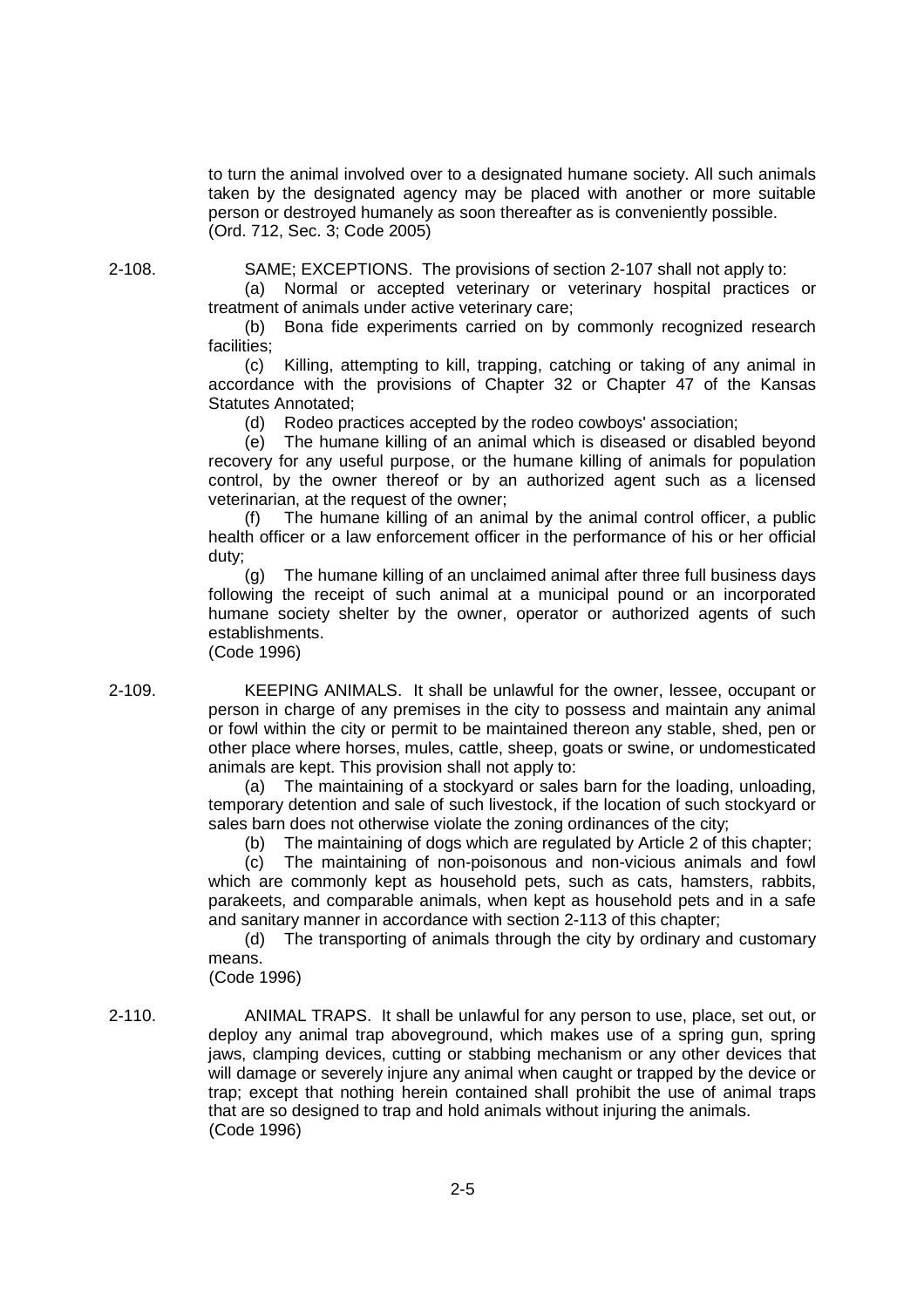to turn the animal involved over to a designated humane society. All such animals taken by the designated agency may be placed with another or more suitable person or destroyed humanely as soon thereafter as is conveniently possible.
(Ord. 712, Sec. 3; Code 2005)

2-108. SAME; EXCEPTIONS. The provisions of section 2-107 shall not apply to:

(a) Normal or accepted veterinary or veterinary hospital practices or treatment of animals under active veterinary care;

(b) Bona fide experiments carried on by commonly recognized research facilities;

(c) Killing, attempting to kill, trapping, catching or taking of any animal in accordance with the provisions of Chapter 32 or Chapter 47 of the Kansas Statutes Annotated;

(d) Rodeo practices accepted by the rodeo cowboys' association;

(e) The humane killing of an animal which is diseased or disabled beyond recovery for any useful purpose, or the humane killing of animals for population control, by the owner thereof or by an authorized agent such as a licensed veterinarian, at the request of the owner;

(f) The humane killing of an animal by the animal control officer, a public health officer or a law enforcement officer in the performance of his or her official duty;

(g) The humane killing of an unclaimed animal after three full business days following the receipt of such animal at a municipal pound or an incorporated humane society shelter by the owner, operator or authorized agents of such establishments.
(Code 1996)

2-109. KEEPING ANIMALS. It shall be unlawful for the owner, lessee, occupant or person in charge of any premises in the city to possess and maintain any animal or fowl within the city or permit to be maintained thereon any stable, shed, pen or other place where horses, mules, cattle, sheep, goats or swine, or undomesticated animals are kept. This provision shall not apply to:

(a) The maintaining of a stockyard or sales barn for the loading, unloading, temporary detention and sale of such livestock, if the location of such stockyard or sales barn does not otherwise violate the zoning ordinances of the city;

(b) The maintaining of dogs which are regulated by Article 2 of this chapter;

(c) The maintaining of non-poisonous and non-vicious animals and fowl which are commonly kept as household pets, such as cats, hamsters, rabbits, parakeets, and comparable animals, when kept as household pets and in a safe and sanitary manner in accordance with section 2-113 of this chapter;

(d) The transporting of animals through the city by ordinary and customary means.
(Code 1996)

2-110. ANIMAL TRAPS. It shall be unlawful for any person to use, place, set out, or deploy any animal trap aboveground, which makes use of a spring gun, spring jaws, clamping devices, cutting or stabbing mechanism or any other devices that will damage or severely injure any animal when caught or trapped by the device or trap; except that nothing herein contained shall prohibit the use of animal traps that are so designed to trap and hold animals without injuring the animals.
(Code 1996)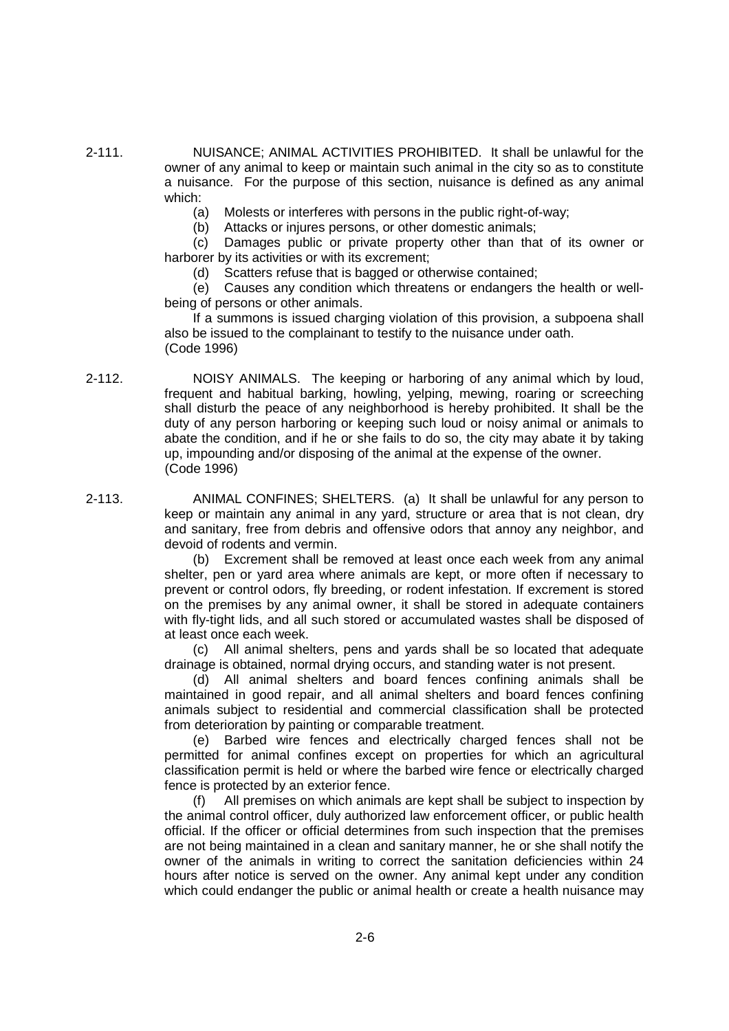**2-111. NUISANCE; ANIMAL ACTIVITIES PROHIBITED.** It shall be unlawful for the owner of any animal to keep or maintain such animal in the city so as to constitute a nuisance. For the purpose of this section, nuisance is defined as any animal which:

(a) Molests or interferes with persons in the public right-of-way;

(b) Attacks or injures persons, or other domestic animals;

(c) Damages public or private property other than that of its owner or harborer by its activities or with its excrement;

(d) Scatters refuse that is bagged or otherwise contained;

(e) Causes any condition which threatens or endangers the health or well-being of persons or other animals.

If a summons is issued charging violation of this provision, a subpoena shall also be issued to the complainant to testify to the nuisance under oath.
(Code 1996)

**2-112. NOISY ANIMALS.** The keeping or harboring of any animal which by loud, frequent and habitual barking, howling, yelping, mewing, roaring or screeching shall disturb the peace of any neighborhood is hereby prohibited. It shall be the duty of any person harboring or keeping such loud or noisy animal or animals to abate the condition, and if he or she fails to do so, the city may abate it by taking up, impounding and/or disposing of the animal at the expense of the owner.
(Code 1996)

**2-113. ANIMAL CONFINES; SHELTERS.** (a) It shall be unlawful for any person to keep or maintain any animal in any yard, structure or area that is not clean, dry and sanitary, free from debris and offensive odors that annoy any neighbor, and devoid of rodents and vermin.

(b) Excrement shall be removed at least once each week from any animal shelter, pen or yard area where animals are kept, or more often if necessary to prevent or control odors, fly breeding, or rodent infestation. If excrement is stored on the premises by any animal owner, it shall be stored in adequate containers with fly-tight lids, and all such stored or accumulated wastes shall be disposed of at least once each week.

(c) All animal shelters, pens and yards shall be so located that adequate drainage is obtained, normal drying occurs, and standing water is not present.

(d) All animal shelters and board fences confining animals shall be maintained in good repair, and all animal shelters and board fences confining animals subject to residential and commercial classification shall be protected from deterioration by painting or comparable treatment.

(e) Barbed wire fences and electrically charged fences shall not be permitted for animal confines except on properties for which an agricultural classification permit is held or where the barbed wire fence or electrically charged fence is protected by an exterior fence.

(f) All premises on which animals are kept shall be subject to inspection by the animal control officer, duly authorized law enforcement officer, or public health official. If the officer or official determines from such inspection that the premises are not being maintained in a clean and sanitary manner, he or she shall notify the owner of the animals in writing to correct the sanitation deficiencies within 24 hours after notice is served on the owner. Any animal kept under any condition which could endanger the public or animal health or create a health nuisance may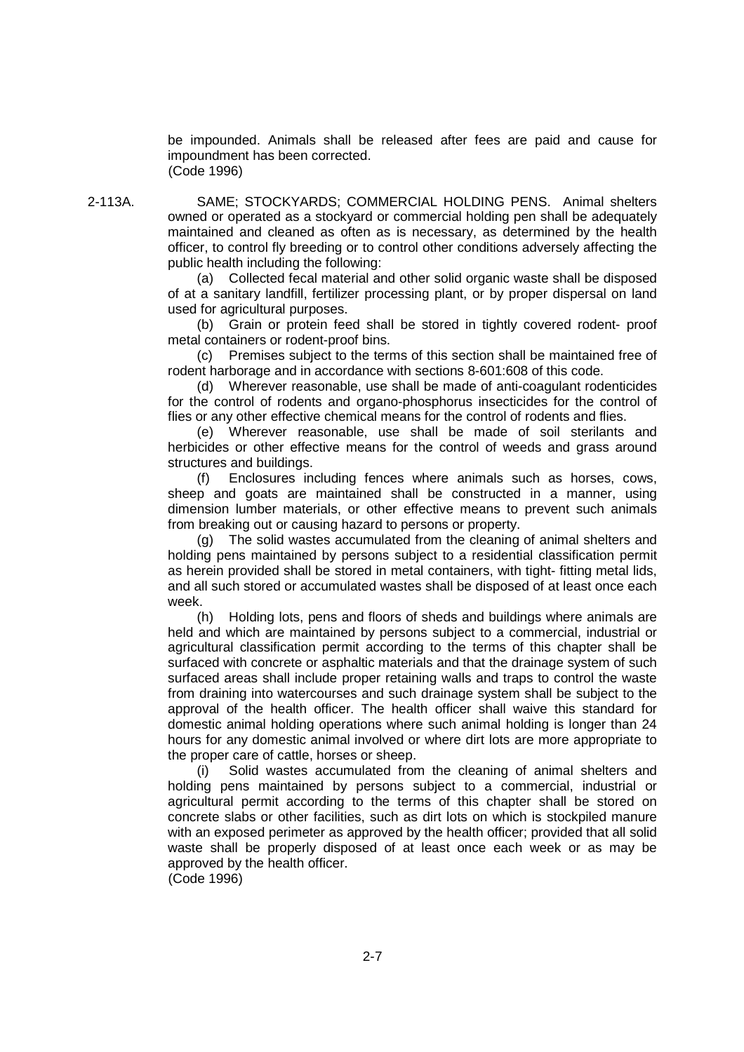be impounded. Animals shall be released after fees are paid and cause for impoundment has been corrected.
(Code 1996)

2-113A. SAME; STOCKYARDS; COMMERCIAL HOLDING PENS. Animal shelters owned or operated as a stockyard or commercial holding pen shall be adequately maintained and cleaned as often as is necessary, as determined by the health officer, to control fly breeding or to control other conditions adversely affecting the public health including the following:

(a) Collected fecal material and other solid organic waste shall be disposed of at a sanitary landfill, fertilizer processing plant, or by proper dispersal on land used for agricultural purposes.

(b) Grain or protein feed shall be stored in tightly covered rodent- proof metal containers or rodent-proof bins.

(c) Premises subject to the terms of this section shall be maintained free of rodent harborage and in accordance with sections 8-601:608 of this code.

(d) Wherever reasonable, use shall be made of anti-coagulant rodenticides for the control of rodents and organo-phosphorus insecticides for the control of flies or any other effective chemical means for the control of rodents and flies.

(e) Wherever reasonable, use shall be made of soil sterilants and herbicides or other effective means for the control of weeds and grass around structures and buildings.

(f) Enclosures including fences where animals such as horses, cows, sheep and goats are maintained shall be constructed in a manner, using dimension lumber materials, or other effective means to prevent such animals from breaking out or causing hazard to persons or property.

(g) The solid wastes accumulated from the cleaning of animal shelters and holding pens maintained by persons subject to a residential classification permit as herein provided shall be stored in metal containers, with tight- fitting metal lids, and all such stored or accumulated wastes shall be disposed of at least once each week.

(h) Holding lots, pens and floors of sheds and buildings where animals are held and which are maintained by persons subject to a commercial, industrial or agricultural classification permit according to the terms of this chapter shall be surfaced with concrete or asphaltic materials and that the drainage system of such surfaced areas shall include proper retaining walls and traps to control the waste from draining into watercourses and such drainage system shall be subject to the approval of the health officer. The health officer shall waive this standard for domestic animal holding operations where such animal holding is longer than 24 hours for any domestic animal involved or where dirt lots are more appropriate to the proper care of cattle, horses or sheep.

(i) Solid wastes accumulated from the cleaning of animal shelters and holding pens maintained by persons subject to a commercial, industrial or agricultural permit according to the terms of this chapter shall be stored on concrete slabs or other facilities, such as dirt lots on which is stockpiled manure with an exposed perimeter as approved by the health officer; provided that all solid waste shall be properly disposed of at least once each week or as may be approved by the health officer.
(Code 1996)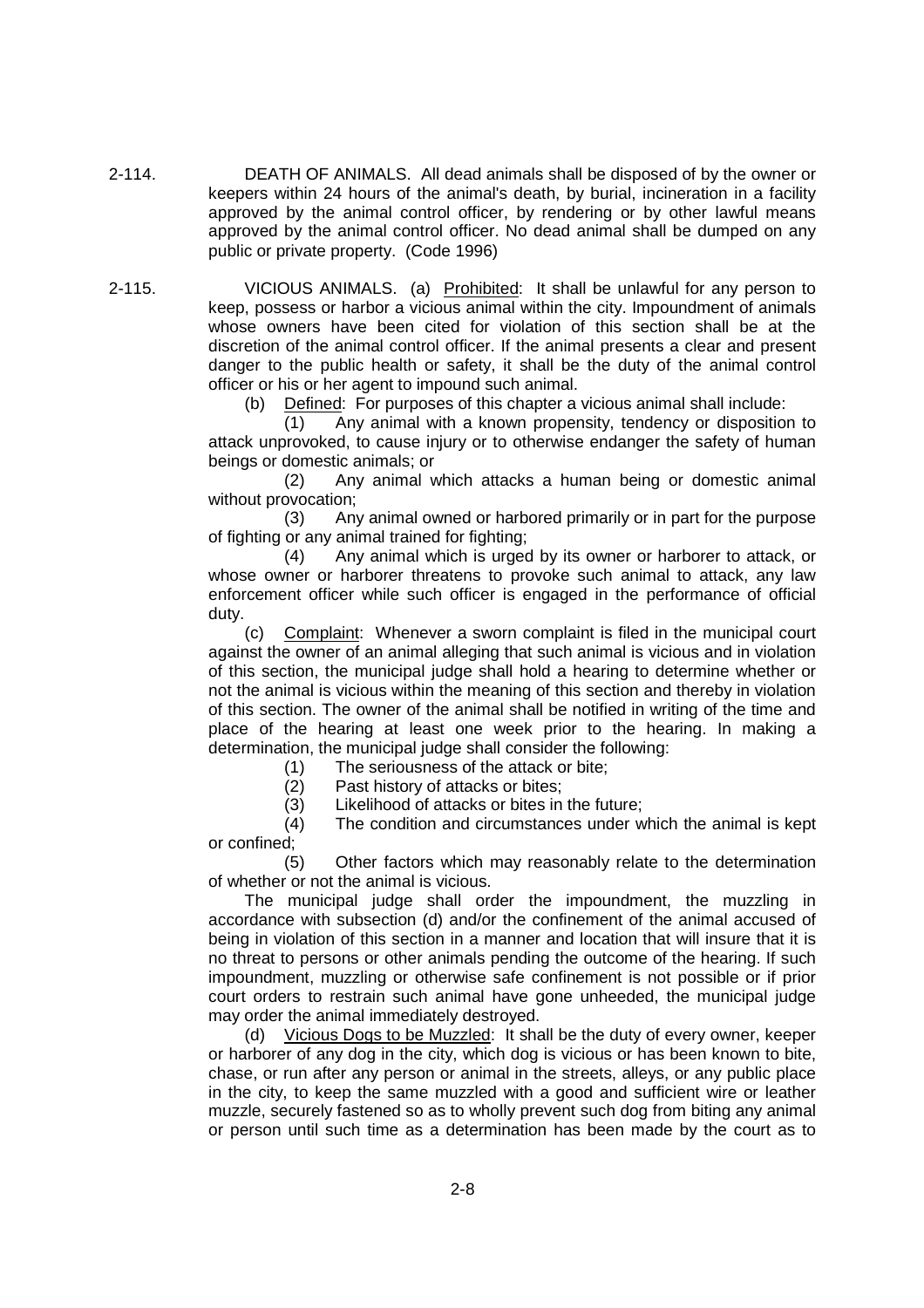2-114. DEATH OF ANIMALS. All dead animals shall be disposed of by the owner or keepers within 24 hours of the animal's death, by burial, incineration in a facility approved by the animal control officer, by rendering or by other lawful means approved by the animal control officer. No dead animal shall be dumped on any public or private property. (Code 1996)

2-115. VICIOUS ANIMALS. (a) Prohibited: It shall be unlawful for any person to keep, possess or harbor a vicious animal within the city. Impoundment of animals whose owners have been cited for violation of this section shall be at the discretion of the animal control officer. If the animal presents a clear and present danger to the public health or safety, it shall be the duty of the animal control officer or his or her agent to impound such animal.

(b) Defined: For purposes of this chapter a vicious animal shall include:

(1) Any animal with a known propensity, tendency or disposition to attack unprovoked, to cause injury or to otherwise endanger the safety of human beings or domestic animals; or

(2) Any animal which attacks a human being or domestic animal without provocation;

(3) Any animal owned or harbored primarily or in part for the purpose of fighting or any animal trained for fighting;

(4) Any animal which is urged by its owner or harborer to attack, or whose owner or harborer threatens to provoke such animal to attack, any law enforcement officer while such officer is engaged in the performance of official duty.

(c) Complaint: Whenever a sworn complaint is filed in the municipal court against the owner of an animal alleging that such animal is vicious and in violation of this section, the municipal judge shall hold a hearing to determine whether or not the animal is vicious within the meaning of this section and thereby in violation of this section. The owner of the animal shall be notified in writing of the time and place of the hearing at least one week prior to the hearing. In making a determination, the municipal judge shall consider the following:

(1) The seriousness of the attack or bite;

(2) Past history of attacks or bites;

(3) Likelihood of attacks or bites in the future;

(4) The condition and circumstances under which the animal is kept or confined;

(5) Other factors which may reasonably relate to the determination of whether or not the animal is vicious.

The municipal judge shall order the impoundment, the muzzling in accordance with subsection (d) and/or the confinement of the animal accused of being in violation of this section in a manner and location that will insure that it is no threat to persons or other animals pending the outcome of the hearing. If such impoundment, muzzling or otherwise safe confinement is not possible or if prior court orders to restrain such animal have gone unheeded, the municipal judge may order the animal immediately destroyed.

(d) Vicious Dogs to be Muzzled: It shall be the duty of every owner, keeper or harborer of any dog in the city, which dog is vicious or has been known to bite, chase, or run after any person or animal in the streets, alleys, or any public place in the city, to keep the same muzzled with a good and sufficient wire or leather muzzle, securely fastened so as to wholly prevent such dog from biting any animal or person until such time as a determination has been made by the court as to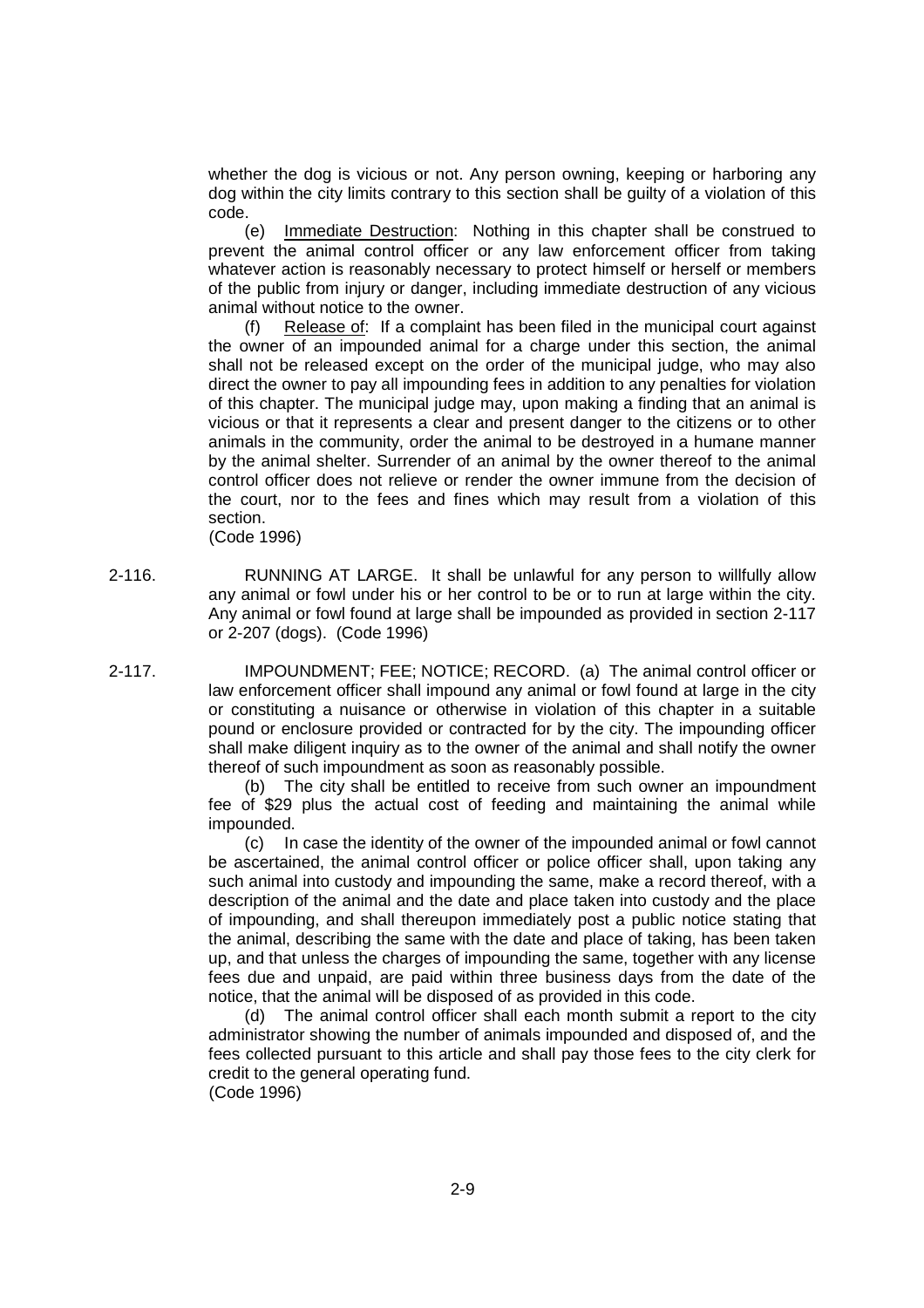whether the dog is vicious or not. Any person owning, keeping or harboring any dog within the city limits contrary to this section shall be guilty of a violation of this code.

(e) Immediate Destruction: Nothing in this chapter shall be construed to prevent the animal control officer or any law enforcement officer from taking whatever action is reasonably necessary to protect himself or herself or members of the public from injury or danger, including immediate destruction of any vicious animal without notice to the owner.

(f) Release of: If a complaint has been filed in the municipal court against the owner of an impounded animal for a charge under this section, the animal shall not be released except on the order of the municipal judge, who may also direct the owner to pay all impounding fees in addition to any penalties for violation of this chapter. The municipal judge may, upon making a finding that an animal is vicious or that it represents a clear and present danger to the citizens or to other animals in the community, order the animal to be destroyed in a humane manner by the animal shelter. Surrender of an animal by the owner thereof to the animal control officer does not relieve or render the owner immune from the decision of the court, nor to the fees and fines which may result from a violation of this section.

(Code 1996)

2-116. RUNNING AT LARGE. It shall be unlawful for any person to willfully allow any animal or fowl under his or her control to be or to run at large within the city. Any animal or fowl found at large shall be impounded as provided in section 2-117 or 2-207 (dogs). (Code 1996)

2-117. IMPOUNDMENT; FEE; NOTICE; RECORD. (a) The animal control officer or law enforcement officer shall impound any animal or fowl found at large in the city or constituting a nuisance or otherwise in violation of this chapter in a suitable pound or enclosure provided or contracted for by the city. The impounding officer shall make diligent inquiry as to the owner of the animal and shall notify the owner thereof of such impoundment as soon as reasonably possible.

(b) The city shall be entitled to receive from such owner an impoundment fee of $29 plus the actual cost of feeding and maintaining the animal while impounded.

(c) In case the identity of the owner of the impounded animal or fowl cannot be ascertained, the animal control officer or police officer shall, upon taking any such animal into custody and impounding the same, make a record thereof, with a description of the animal and the date and place taken into custody and the place of impounding, and shall thereupon immediately post a public notice stating that the animal, describing the same with the date and place of taking, has been taken up, and that unless the charges of impounding the same, together with any license fees due and unpaid, are paid within three business days from the date of the notice, that the animal will be disposed of as provided in this code.

(d) The animal control officer shall each month submit a report to the city administrator showing the number of animals impounded and disposed of, and the fees collected pursuant to this article and shall pay those fees to the city clerk for credit to the general operating fund.

(Code 1996)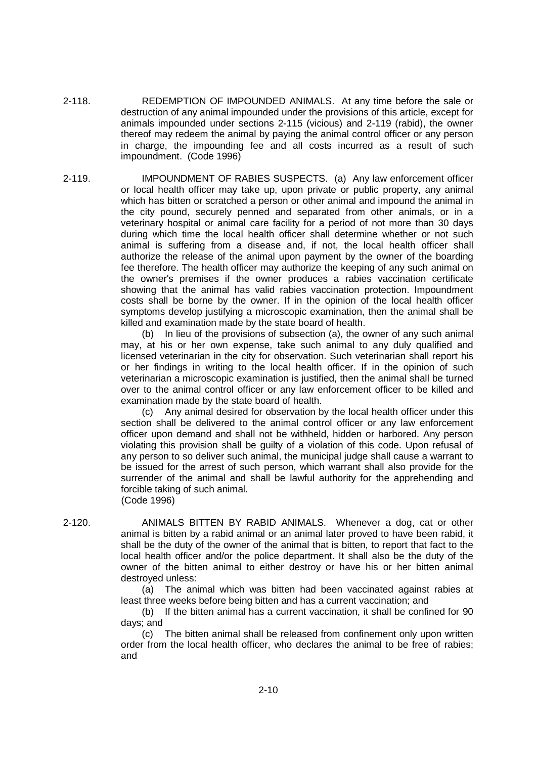2-118. REDEMPTION OF IMPOUNDED ANIMALS. At any time before the sale or destruction of any animal impounded under the provisions of this article, except for animals impounded under sections 2-115 (vicious) and 2-119 (rabid), the owner thereof may redeem the animal by paying the animal control officer or any person in charge, the impounding fee and all costs incurred as a result of such impoundment. (Code 1996)

2-119. IMPOUNDMENT OF RABIES SUSPECTS. (a) Any law enforcement officer or local health officer may take up, upon private or public property, any animal which has bitten or scratched a person or other animal and impound the animal in the city pound, securely penned and separated from other animals, or in a veterinary hospital or animal care facility for a period of not more than 30 days during which time the local health officer shall determine whether or not such animal is suffering from a disease and, if not, the local health officer shall authorize the release of the animal upon payment by the owner of the boarding fee therefore. The health officer may authorize the keeping of any such animal on the owner's premises if the owner produces a rabies vaccination certificate showing that the animal has valid rabies vaccination protection. Impoundment costs shall be borne by the owner. If in the opinion of the local health officer symptoms develop justifying a microscopic examination, then the animal shall be killed and examination made by the state board of health.

(b) In lieu of the provisions of subsection (a), the owner of any such animal may, at his or her own expense, take such animal to any duly qualified and licensed veterinarian in the city for observation. Such veterinarian shall report his or her findings in writing to the local health officer. If in the opinion of such veterinarian a microscopic examination is justified, then the animal shall be turned over to the animal control officer or any law enforcement officer to be killed and examination made by the state board of health.

(c) Any animal desired for observation by the local health officer under this section shall be delivered to the animal control officer or any law enforcement officer upon demand and shall not be withheld, hidden or harbored. Any person violating this provision shall be guilty of a violation of this code. Upon refusal of any person to so deliver such animal, the municipal judge shall cause a warrant to be issued for the arrest of such person, which warrant shall also provide for the surrender of the animal and shall be lawful authority for the apprehending and forcible taking of such animal.
(Code 1996)

2-120. ANIMALS BITTEN BY RABID ANIMALS. Whenever a dog, cat or other animal is bitten by a rabid animal or an animal later proved to have been rabid, it shall be the duty of the owner of the animal that is bitten, to report that fact to the local health officer and/or the police department. It shall also be the duty of the owner of the bitten animal to either destroy or have his or her bitten animal destroyed unless:

(a) The animal which was bitten had been vaccinated against rabies at least three weeks before being bitten and has a current vaccination; and

(b) If the bitten animal has a current vaccination, it shall be confined for 90 days; and

(c) The bitten animal shall be released from confinement only upon written order from the local health officer, who declares the animal to be free of rabies; and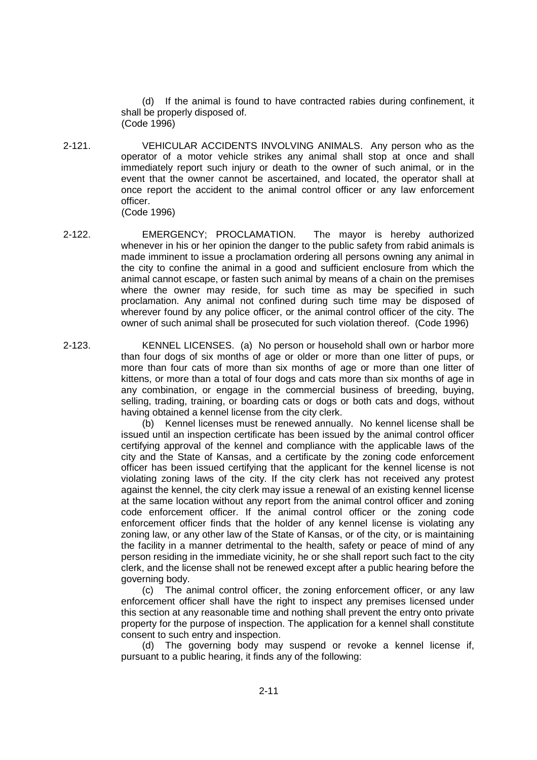(d) If the animal is found to have contracted rabies during confinement, it shall be properly disposed of.
(Code 1996)

2-121. VEHICULAR ACCIDENTS INVOLVING ANIMALS. Any person who as the operator of a motor vehicle strikes any animal shall stop at once and shall immediately report such injury or death to the owner of such animal, or in the event that the owner cannot be ascertained, and located, the operator shall at once report the accident to the animal control officer or any law enforcement officer.
(Code 1996)

2-122. EMERGENCY; PROCLAMATION. The mayor is hereby authorized whenever in his or her opinion the danger to the public safety from rabid animals is made imminent to issue a proclamation ordering all persons owning any animal in the city to confine the animal in a good and sufficient enclosure from which the animal cannot escape, or fasten such animal by means of a chain on the premises where the owner may reside, for such time as may be specified in such proclamation. Any animal not confined during such time may be disposed of wherever found by any police officer, or the animal control officer of the city. The owner of such animal shall be prosecuted for such violation thereof. (Code 1996)

2-123. KENNEL LICENSES. (a) No person or household shall own or harbor more than four dogs of six months of age or older or more than one litter of pups, or more than four cats of more than six months of age or more than one litter of kittens, or more than a total of four dogs and cats more than six months of age in any combination, or engage in the commercial business of breeding, buying, selling, trading, training, or boarding cats or dogs or both cats and dogs, without having obtained a kennel license from the city clerk.

(b) Kennel licenses must be renewed annually. No kennel license shall be issued until an inspection certificate has been issued by the animal control officer certifying approval of the kennel and compliance with the applicable laws of the city and the State of Kansas, and a certificate by the zoning code enforcement officer has been issued certifying that the applicant for the kennel license is not violating zoning laws of the city. If the city clerk has not received any protest against the kennel, the city clerk may issue a renewal of an existing kennel license at the same location without any report from the animal control officer and zoning code enforcement officer. If the animal control officer or the zoning code enforcement officer finds that the holder of any kennel license is violating any zoning law, or any other law of the State of Kansas, or of the city, or is maintaining the facility in a manner detrimental to the health, safety or peace of mind of any person residing in the immediate vicinity, he or she shall report such fact to the city clerk, and the license shall not be renewed except after a public hearing before the governing body.

(c) The animal control officer, the zoning enforcement officer, or any law enforcement officer shall have the right to inspect any premises licensed under this section at any reasonable time and nothing shall prevent the entry onto private property for the purpose of inspection. The application for a kennel shall constitute consent to such entry and inspection.

(d) The governing body may suspend or revoke a kennel license if, pursuant to a public hearing, it finds any of the following: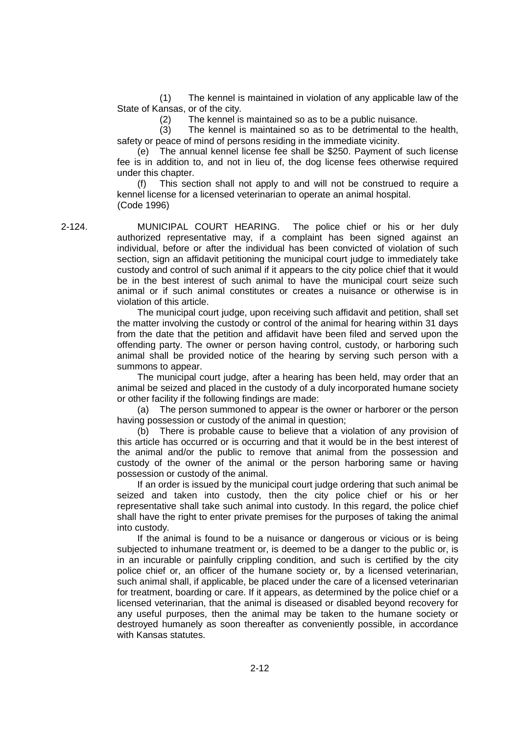(1) The kennel is maintained in violation of any applicable law of the State of Kansas, or of the city.

(2) The kennel is maintained so as to be a public nuisance.

(3) The kennel is maintained so as to be detrimental to the health, safety or peace of mind of persons residing in the immediate vicinity.

(e) The annual kennel license fee shall be $250. Payment of such license fee is in addition to, and not in lieu of, the dog license fees otherwise required under this chapter.

(f) This section shall not apply to and will not be construed to require a kennel license for a licensed veterinarian to operate an animal hospital.
(Code 1996)

2-124. MUNICIPAL COURT HEARING. The police chief or his or her duly authorized representative may, if a complaint has been signed against an individual, before or after the individual has been convicted of violation of such section, sign an affidavit petitioning the municipal court judge to immediately take custody and control of such animal if it appears to the city police chief that it would be in the best interest of such animal to have the municipal court seize such animal or if such animal constitutes or creates a nuisance or otherwise is in violation of this article.

The municipal court judge, upon receiving such affidavit and petition, shall set the matter involving the custody or control of the animal for hearing within 31 days from the date that the petition and affidavit have been filed and served upon the offending party. The owner or person having control, custody, or harboring such animal shall be provided notice of the hearing by serving such person with a summons to appear.

The municipal court judge, after a hearing has been held, may order that an animal be seized and placed in the custody of a duly incorporated humane society or other facility if the following findings are made:

(a) The person summoned to appear is the owner or harborer or the person having possession or custody of the animal in question;

(b) There is probable cause to believe that a violation of any provision of this article has occurred or is occurring and that it would be in the best interest of the animal and/or the public to remove that animal from the possession and custody of the owner of the animal or the person harboring same or having possession or custody of the animal.

If an order is issued by the municipal court judge ordering that such animal be seized and taken into custody, then the city police chief or his or her representative shall take such animal into custody. In this regard, the police chief shall have the right to enter private premises for the purposes of taking the animal into custody.

If the animal is found to be a nuisance or dangerous or vicious or is being subjected to inhumane treatment or, is deemed to be a danger to the public or, is in an incurable or painfully crippling condition, and such is certified by the city police chief or, an officer of the humane society or, by a licensed veterinarian, such animal shall, if applicable, be placed under the care of a licensed veterinarian for treatment, boarding or care. If it appears, as determined by the police chief or a licensed veterinarian, that the animal is diseased or disabled beyond recovery for any useful purposes, then the animal may be taken to the humane society or destroyed humanely as soon thereafter as conveniently possible, in accordance with Kansas statutes.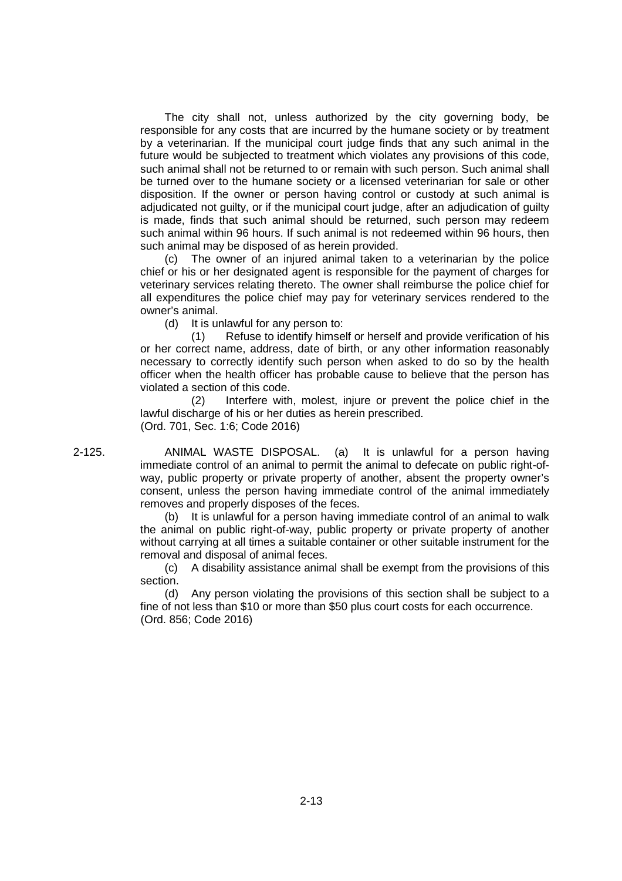The city shall not, unless authorized by the city governing body, be responsible for any costs that are incurred by the humane society or by treatment by a veterinarian. If the municipal court judge finds that any such animal in the future would be subjected to treatment which violates any provisions of this code, such animal shall not be returned to or remain with such person. Such animal shall be turned over to the humane society or a licensed veterinarian for sale or other disposition. If the owner or person having control or custody at such animal is adjudicated not guilty, or if the municipal court judge, after an adjudication of guilty is made, finds that such animal should be returned, such person may redeem such animal within 96 hours. If such animal is not redeemed within 96 hours, then such animal may be disposed of as herein provided.

(c) The owner of an injured animal taken to a veterinarian by the police chief or his or her designated agent is responsible for the payment of charges for veterinary services relating thereto. The owner shall reimburse the police chief for all expenditures the police chief may pay for veterinary services rendered to the owner's animal.

(d) It is unlawful for any person to:

(1) Refuse to identify himself or herself and provide verification of his or her correct name, address, date of birth, or any other information reasonably necessary to correctly identify such person when asked to do so by the health officer when the health officer has probable cause to believe that the person has violated a section of this code.

(2) Interfere with, molest, injure or prevent the police chief in the lawful discharge of his or her duties as herein prescribed.

(Ord. 701, Sec. 1:6; Code 2016)

**2-125. ANIMAL WASTE DISPOSAL.** (a) It is unlawful for a person having immediate control of an animal to permit the animal to defecate on public right-of-way, public property or private property of another, absent the property owner's consent, unless the person having immediate control of the animal immediately removes and properly disposes of the feces.

(b) It is unlawful for a person having immediate control of an animal to walk the animal on public right-of-way, public property or private property of another without carrying at all times a suitable container or other suitable instrument for the removal and disposal of animal feces.

(c) A disability assistance animal shall be exempt from the provisions of this section.

(d) Any person violating the provisions of this section shall be subject to a fine of not less than $10 or more than $50 plus court costs for each occurrence.

(Ord. 856; Code 2016)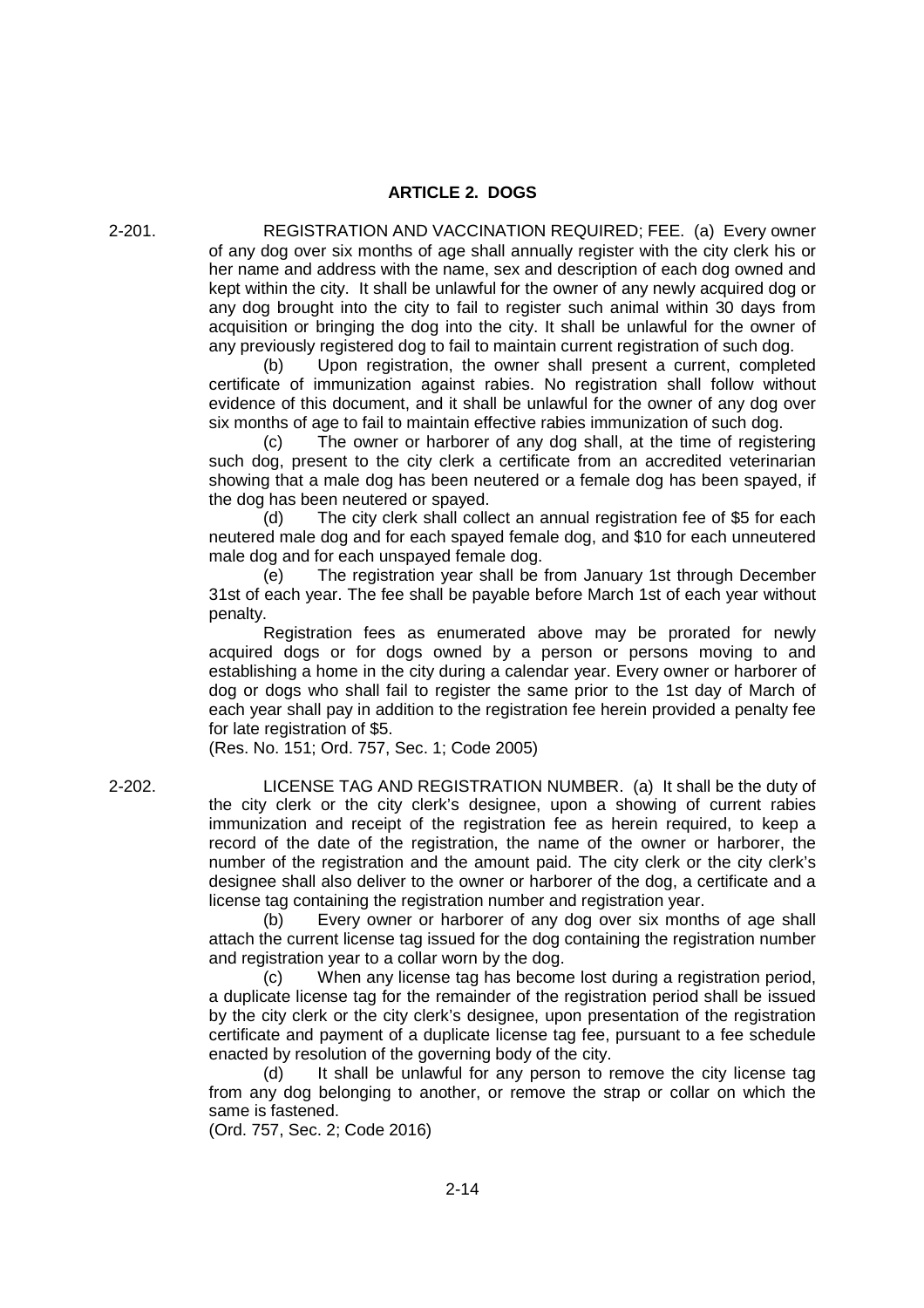## ARTICLE 2. DOGS

2-201. REGISTRATION AND VACCINATION REQUIRED; FEE. (a) Every owner of any dog over six months of age shall annually register with the city clerk his or her name and address with the name, sex and description of each dog owned and kept within the city. It shall be unlawful for the owner of any newly acquired dog or any dog brought into the city to fail to register such animal within 30 days from acquisition or bringing the dog into the city. It shall be unlawful for the owner of any previously registered dog to fail to maintain current registration of such dog.

(b) Upon registration, the owner shall present a current, completed certificate of immunization against rabies. No registration shall follow without evidence of this document, and it shall be unlawful for the owner of any dog over six months of age to fail to maintain effective rabies immunization of such dog.

(c) The owner or harborer of any dog shall, at the time of registering such dog, present to the city clerk a certificate from an accredited veterinarian showing that a male dog has been neutered or a female dog has been spayed, if the dog has been neutered or spayed.

(d) The city clerk shall collect an annual registration fee of $5 for each neutered male dog and for each spayed female dog, and $10 for each unneutered male dog and for each unspayed female dog.

(e) The registration year shall be from January 1st through December 31st of each year. The fee shall be payable before March 1st of each year without penalty.

Registration fees as enumerated above may be prorated for newly acquired dogs or for dogs owned by a person or persons moving to and establishing a home in the city during a calendar year. Every owner or harborer of dog or dogs who shall fail to register the same prior to the 1st day of March of each year shall pay in addition to the registration fee herein provided a penalty fee for late registration of $5.

(Res. No. 151; Ord. 757, Sec. 1; Code 2005)

2-202. LICENSE TAG AND REGISTRATION NUMBER. (a) It shall be the duty of the city clerk or the city clerk's designee, upon a showing of current rabies immunization and receipt of the registration fee as herein required, to keep a record of the date of the registration, the name of the owner or harborer, the number of the registration and the amount paid. The city clerk or the city clerk's designee shall also deliver to the owner or harborer of the dog, a certificate and a license tag containing the registration number and registration year.

(b) Every owner or harborer of any dog over six months of age shall attach the current license tag issued for the dog containing the registration number and registration year to a collar worn by the dog.

(c) When any license tag has become lost during a registration period, a duplicate license tag for the remainder of the registration period shall be issued by the city clerk or the city clerk's designee, upon presentation of the registration certificate and payment of a duplicate license tag fee, pursuant to a fee schedule enacted by resolution of the governing body of the city.

(d) It shall be unlawful for any person to remove the city license tag from any dog belonging to another, or remove the strap or collar on which the same is fastened.

(Ord. 757, Sec. 2; Code 2016)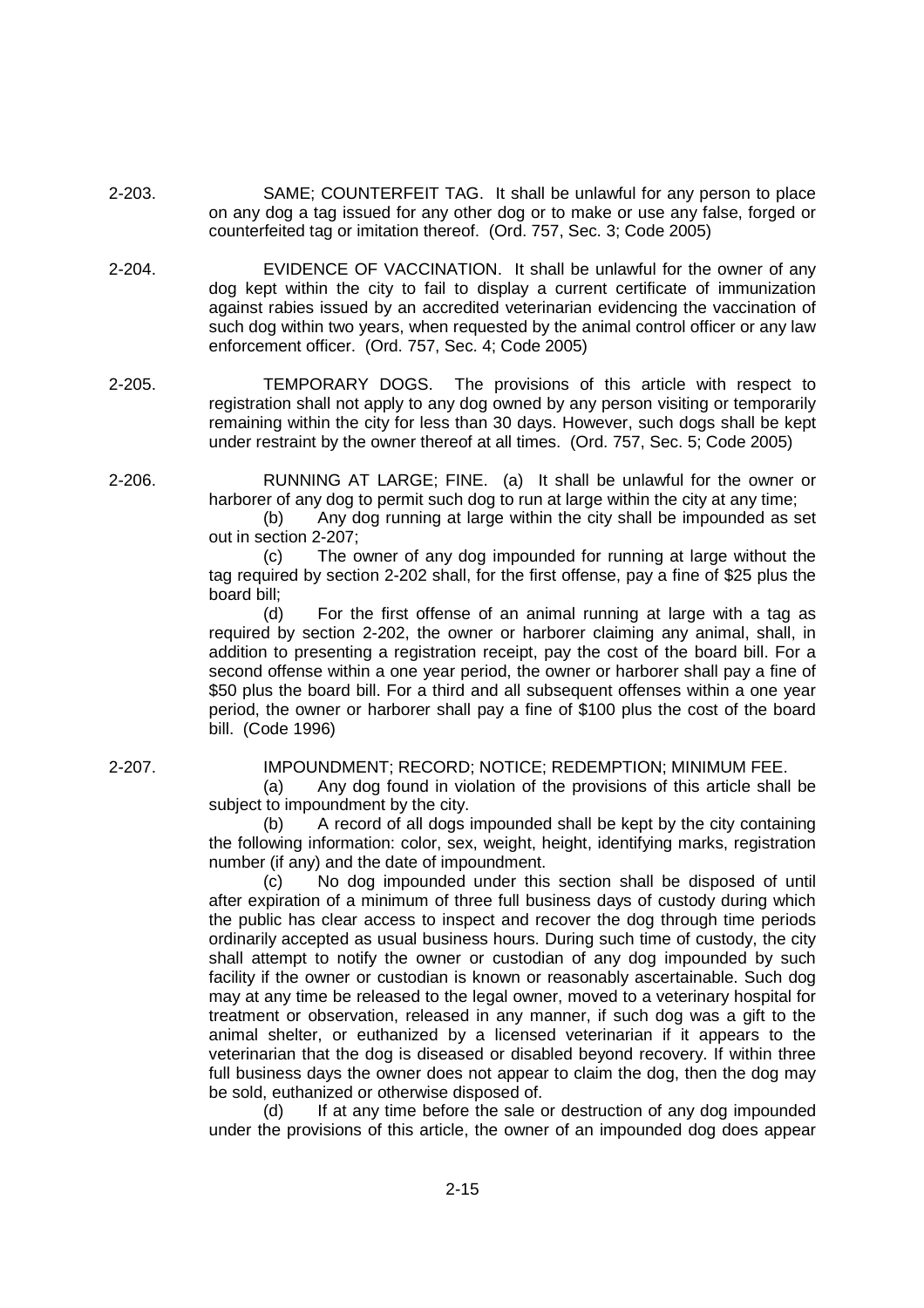2-203. SAME; COUNTERFEIT TAG. It shall be unlawful for any person to place on any dog a tag issued for any other dog or to make or use any false, forged or counterfeited tag or imitation thereof. (Ord. 757, Sec. 3; Code 2005)

2-204. EVIDENCE OF VACCINATION. It shall be unlawful for the owner of any dog kept within the city to fail to display a current certificate of immunization against rabies issued by an accredited veterinarian evidencing the vaccination of such dog within two years, when requested by the animal control officer or any law enforcement officer. (Ord. 757, Sec. 4; Code 2005)

2-205. TEMPORARY DOGS. The provisions of this article with respect to registration shall not apply to any dog owned by any person visiting or temporarily remaining within the city for less than 30 days. However, such dogs shall be kept under restraint by the owner thereof at all times. (Ord. 757, Sec. 5; Code 2005)

2-206. RUNNING AT LARGE; FINE. (a) It shall be unlawful for the owner or harborer of any dog to permit such dog to run at large within the city at any time;

(b) Any dog running at large within the city shall be impounded as set out in section 2-207;

(c) The owner of any dog impounded for running at large without the tag required by section 2-202 shall, for the first offense, pay a fine of $25 plus the board bill;

(d) For the first offense of an animal running at large with a tag as required by section 2-202, the owner or harborer claiming any animal, shall, in addition to presenting a registration receipt, pay the cost of the board bill. For a second offense within a one year period, the owner or harborer shall pay a fine of $50 plus the board bill. For a third and all subsequent offenses within a one year period, the owner or harborer shall pay a fine of $100 plus the cost of the board bill. (Code 1996)

2-207. IMPOUNDMENT; RECORD; NOTICE; REDEMPTION; MINIMUM FEE.

(a) Any dog found in violation of the provisions of this article shall be subject to impoundment by the city.

(b) A record of all dogs impounded shall be kept by the city containing the following information: color, sex, weight, height, identifying marks, registration number (if any) and the date of impoundment.

(c) No dog impounded under this section shall be disposed of until after expiration of a minimum of three full business days of custody during which the public has clear access to inspect and recover the dog through time periods ordinarily accepted as usual business hours. During such time of custody, the city shall attempt to notify the owner or custodian of any dog impounded by such facility if the owner or custodian is known or reasonably ascertainable. Such dog may at any time be released to the legal owner, moved to a veterinary hospital for treatment or observation, released in any manner, if such dog was a gift to the animal shelter, or euthanized by a licensed veterinarian if it appears to the veterinarian that the dog is diseased or disabled beyond recovery. If within three full business days the owner does not appear to claim the dog, then the dog may be sold, euthanized or otherwise disposed of.

(d) If at any time before the sale or destruction of any dog impounded under the provisions of this article, the owner of an impounded dog does appear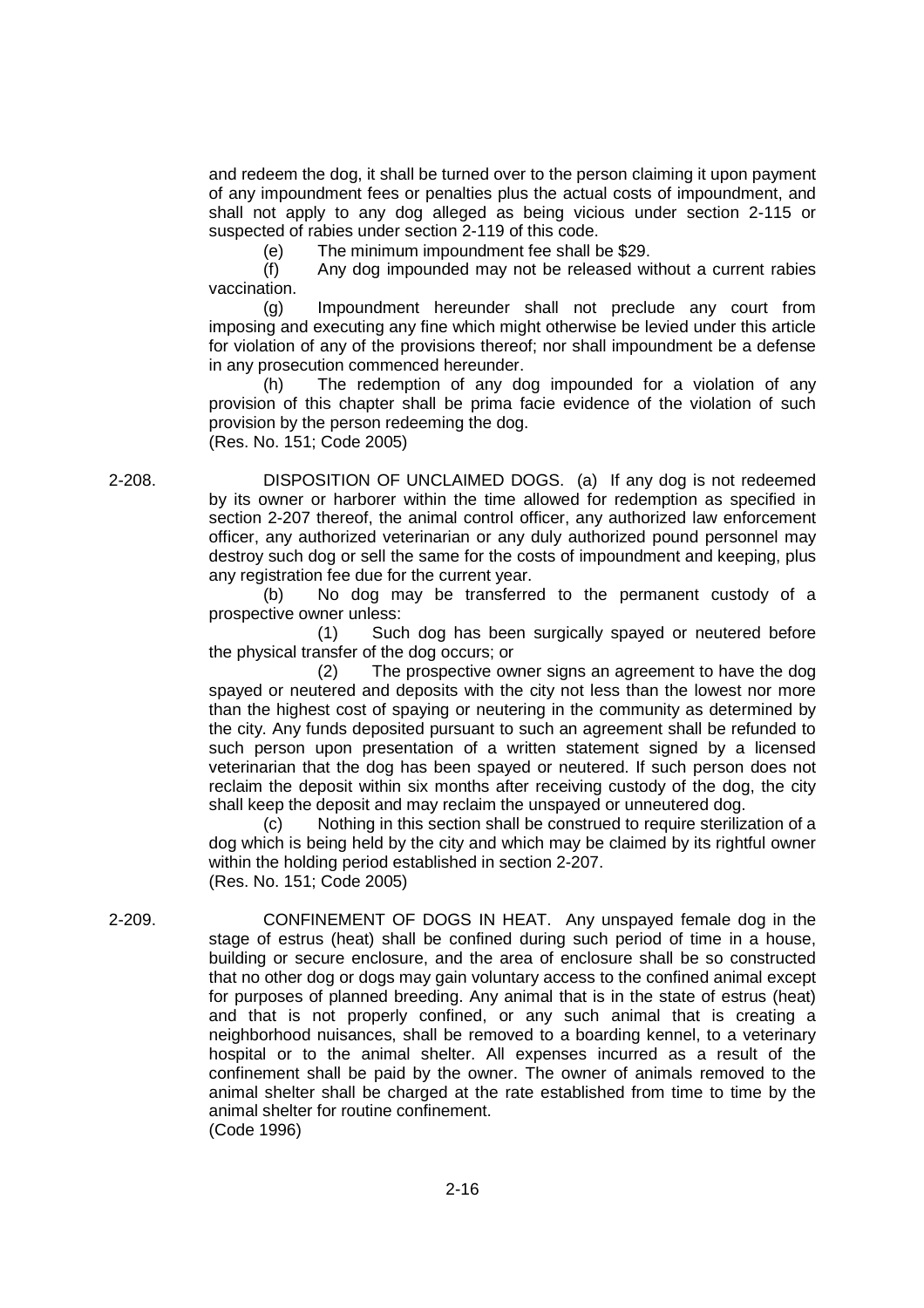and redeem the dog, it shall be turned over to the person claiming it upon payment of any impoundment fees or penalties plus the actual costs of impoundment, and shall not apply to any dog alleged as being vicious under section 2-115 or suspected of rabies under section 2-119 of this code.

(e) The minimum impoundment fee shall be $29.

(f) Any dog impounded may not be released without a current rabies vaccination.

(g) Impoundment hereunder shall not preclude any court from imposing and executing any fine which might otherwise be levied under this article for violation of any of the provisions thereof; nor shall impoundment be a defense in any prosecution commenced hereunder.

(h) The redemption of any dog impounded for a violation of any provision of this chapter shall be prima facie evidence of the violation of such provision by the person redeeming the dog.

(Res. No. 151; Code 2005)

2-208. DISPOSITION OF UNCLAIMED DOGS. (a) If any dog is not redeemed by its owner or harborer within the time allowed for redemption as specified in section 2-207 thereof, the animal control officer, any authorized law enforcement officer, any authorized veterinarian or any duly authorized pound personnel may destroy such dog or sell the same for the costs of impoundment and keeping, plus any registration fee due for the current year.

(b) No dog may be transferred to the permanent custody of a prospective owner unless:

(1) Such dog has been surgically spayed or neutered before the physical transfer of the dog occurs; or

(2) The prospective owner signs an agreement to have the dog spayed or neutered and deposits with the city not less than the lowest nor more than the highest cost of spaying or neutering in the community as determined by the city. Any funds deposited pursuant to such an agreement shall be refunded to such person upon presentation of a written statement signed by a licensed veterinarian that the dog has been spayed or neutered. If such person does not reclaim the deposit within six months after receiving custody of the dog, the city shall keep the deposit and may reclaim the unspayed or unneutered dog.

(c) Nothing in this section shall be construed to require sterilization of a dog which is being held by the city and which may be claimed by its rightful owner within the holding period established in section 2-207.

(Res. No. 151; Code 2005)

2-209. CONFINEMENT OF DOGS IN HEAT. Any unspayed female dog in the stage of estrus (heat) shall be confined during such period of time in a house, building or secure enclosure, and the area of enclosure shall be so constructed that no other dog or dogs may gain voluntary access to the confined animal except for purposes of planned breeding. Any animal that is in the state of estrus (heat) and that is not properly confined, or any such animal that is creating a neighborhood nuisances, shall be removed to a boarding kennel, to a veterinary hospital or to the animal shelter. All expenses incurred as a result of the confinement shall be paid by the owner. The owner of animals removed to the animal shelter shall be charged at the rate established from time to time by the animal shelter for routine confinement.

(Code 1996)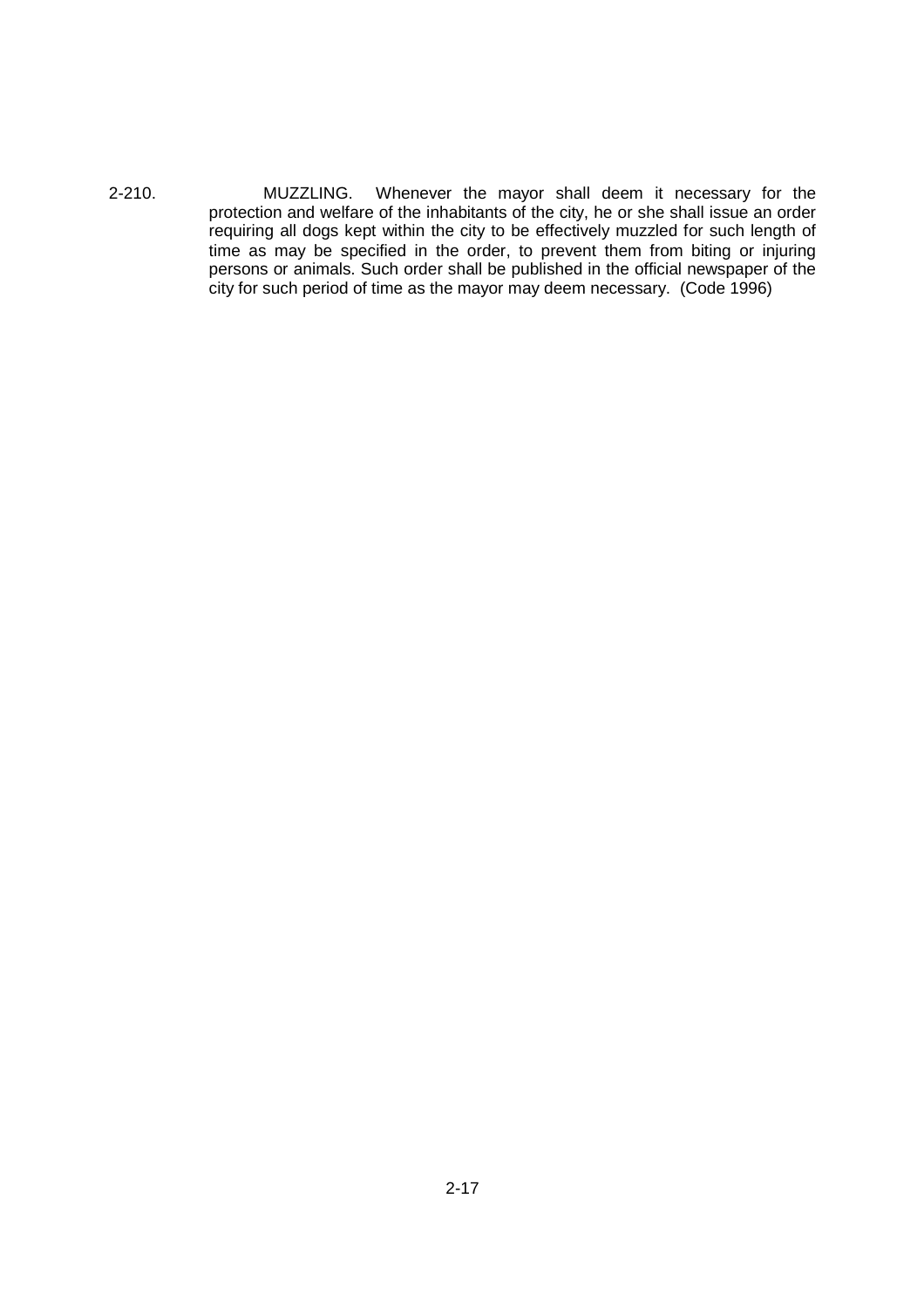2-210. MUZZLING. Whenever the mayor shall deem it necessary for the protection and welfare of the inhabitants of the city, he or she shall issue an order requiring all dogs kept within the city to be effectively muzzled for such length of time as may be specified in the order, to prevent them from biting or injuring persons or animals. Such order shall be published in the official newspaper of the city for such period of time as the mayor may deem necessary. (Code 1996)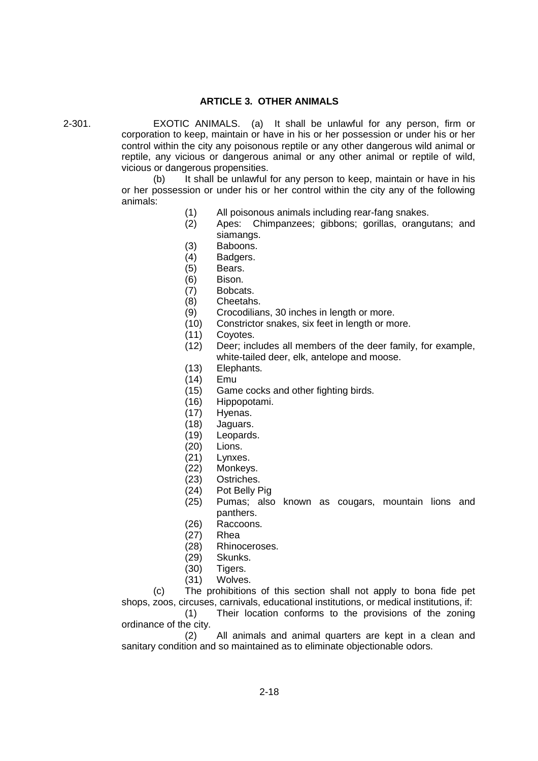## ARTICLE 3. OTHER ANIMALS

2-301. EXOTIC ANIMALS. (a) It shall be unlawful for any person, firm or corporation to keep, maintain or have in his or her possession or under his or her control within the city any poisonous reptile or any other dangerous wild animal or reptile, any vicious or dangerous animal or any other animal or reptile of wild, vicious or dangerous propensities.

(b) It shall be unlawful for any person to keep, maintain or have in his or her possession or under his or her control within the city any of the following animals:

(1) All poisonous animals including rear-fang snakes.
(2) Apes: Chimpanzees; gibbons; gorillas, orangutans; and siamangs.
(3) Baboons.
(4) Badgers.
(5) Bears.
(6) Bison.
(7) Bobcats.
(8) Cheetahs.
(9) Crocodilians, 30 inches in length or more.
(10) Constrictor snakes, six feet in length or more.
(11) Coyotes.
(12) Deer; includes all members of the deer family, for example, white-tailed deer, elk, antelope and moose.
(13) Elephants.
(14) Emu
(15) Game cocks and other fighting birds.
(16) Hippopotami.
(17) Hyenas.
(18) Jaguars.
(19) Leopards.
(20) Lions.
(21) Lynxes.
(22) Monkeys.
(23) Ostriches.
(24) Pot Belly Pig
(25) Pumas; also known as cougars, mountain lions and panthers.
(26) Raccoons.
(27) Rhea
(28) Rhinoceroses.
(29) Skunks.
(30) Tigers.
(31) Wolves.

(c) The prohibitions of this section shall not apply to bona fide pet shops, zoos, circuses, carnivals, educational institutions, or medical institutions, if:

(1) Their location conforms to the provisions of the zoning ordinance of the city.

(2) All animals and animal quarters are kept in a clean and sanitary condition and so maintained as to eliminate objectionable odors.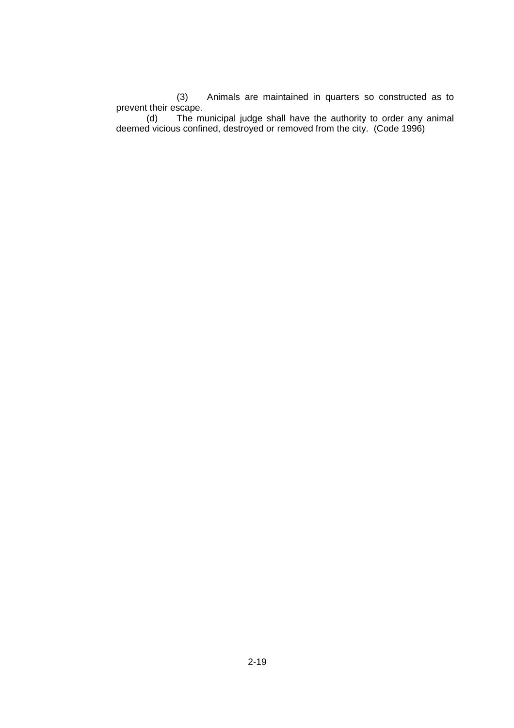(3) Animals are maintained in quarters so constructed as to prevent their escape.

(d) The municipal judge shall have the authority to order any animal deemed vicious confined, destroyed or removed from the city. (Code 1996)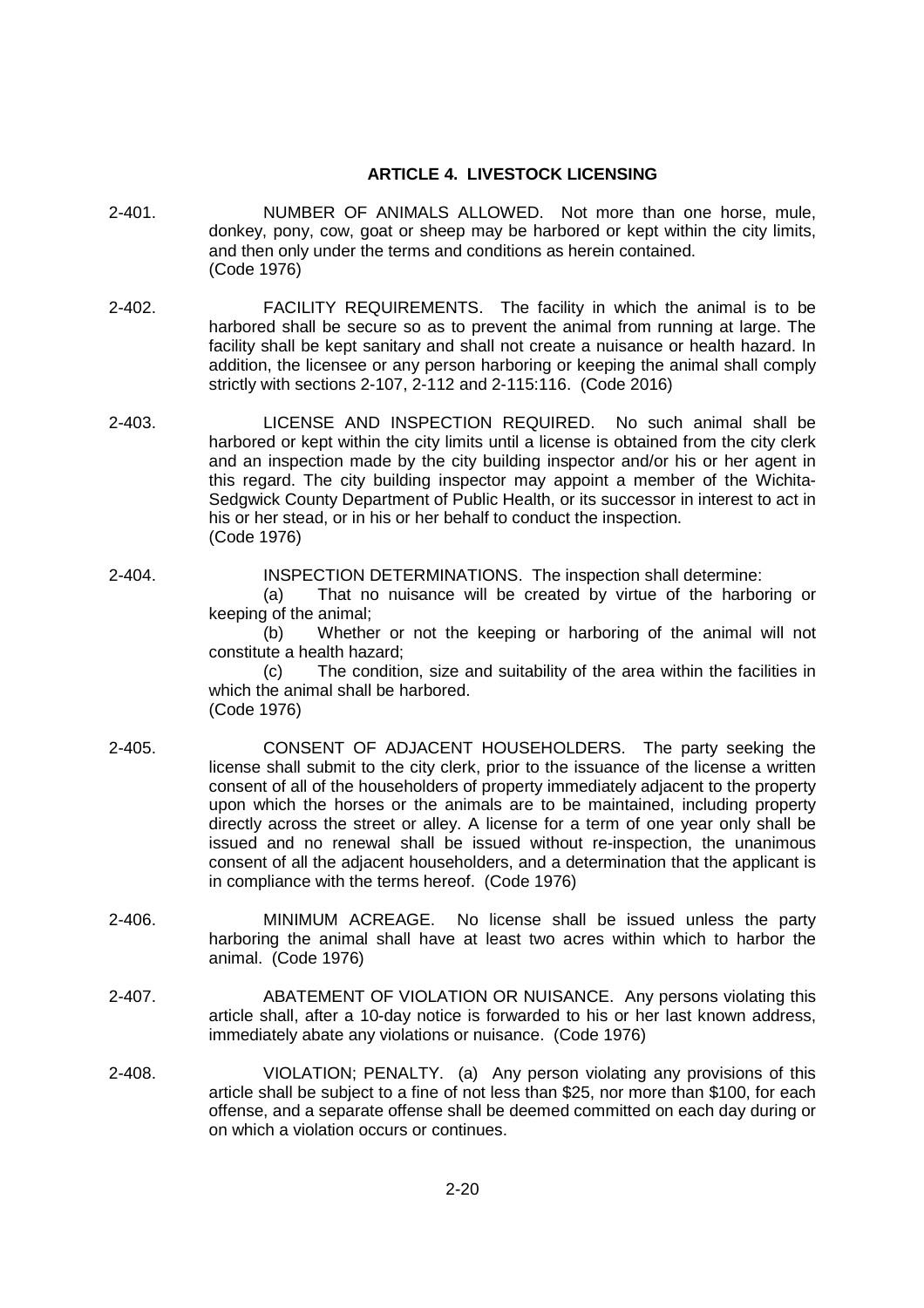## ARTICLE 4. LIVESTOCK LICENSING

2-401. NUMBER OF ANIMALS ALLOWED. Not more than one horse, mule, donkey, pony, cow, goat or sheep may be harbored or kept within the city limits, and then only under the terms and conditions as herein contained. (Code 1976)

2-402. FACILITY REQUIREMENTS. The facility in which the animal is to be harbored shall be secure so as to prevent the animal from running at large. The facility shall be kept sanitary and shall not create a nuisance or health hazard. In addition, the licensee or any person harboring or keeping the animal shall comply strictly with sections 2-107, 2-112 and 2-115:116. (Code 2016)

2-403. LICENSE AND INSPECTION REQUIRED. No such animal shall be harbored or kept within the city limits until a license is obtained from the city clerk and an inspection made by the city building inspector and/or his or her agent in this regard. The city building inspector may appoint a member of the Wichita-Sedgwick County Department of Public Health, or its successor in interest to act in his or her stead, or in his or her behalf to conduct the inspection. (Code 1976)

2-404. INSPECTION DETERMINATIONS. The inspection shall determine:

(a) That no nuisance will be created by virtue of the harboring or keeping of the animal;

(b) Whether or not the keeping or harboring of the animal will not constitute a health hazard;

(c) The condition, size and suitability of the area within the facilities in which the animal shall be harbored.

(Code 1976)

2-405. CONSENT OF ADJACENT HOUSEHOLDERS. The party seeking the license shall submit to the city clerk, prior to the issuance of the license a written consent of all of the householders of property immediately adjacent to the property upon which the horses or the animals are to be maintained, including property directly across the street or alley. A license for a term of one year only shall be issued and no renewal shall be issued without re-inspection, the unanimous consent of all the adjacent householders, and a determination that the applicant is in compliance with the terms hereof. (Code 1976)

2-406. MINIMUM ACREAGE. No license shall be issued unless the party harboring the animal shall have at least two acres within which to harbor the animal. (Code 1976)

2-407. ABATEMENT OF VIOLATION OR NUISANCE. Any persons violating this article shall, after a 10-day notice is forwarded to his or her last known address, immediately abate any violations or nuisance. (Code 1976)

2-408. VIOLATION; PENALTY. (a) Any person violating any provisions of this article shall be subject to a fine of not less than $25, nor more than $100, for each offense, and a separate offense shall be deemed committed on each day during or on which a violation occurs or continues.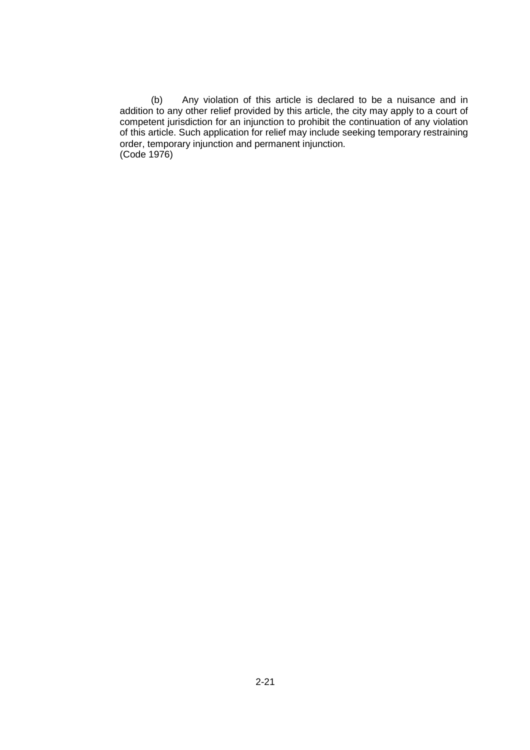(b) Any violation of this article is declared to be a nuisance and in addition to any other relief provided by this article, the city may apply to a court of competent jurisdiction for an injunction to prohibit the continuation of any violation of this article. Such application for relief may include seeking temporary restraining order, temporary injunction and permanent injunction.
(Code 1976)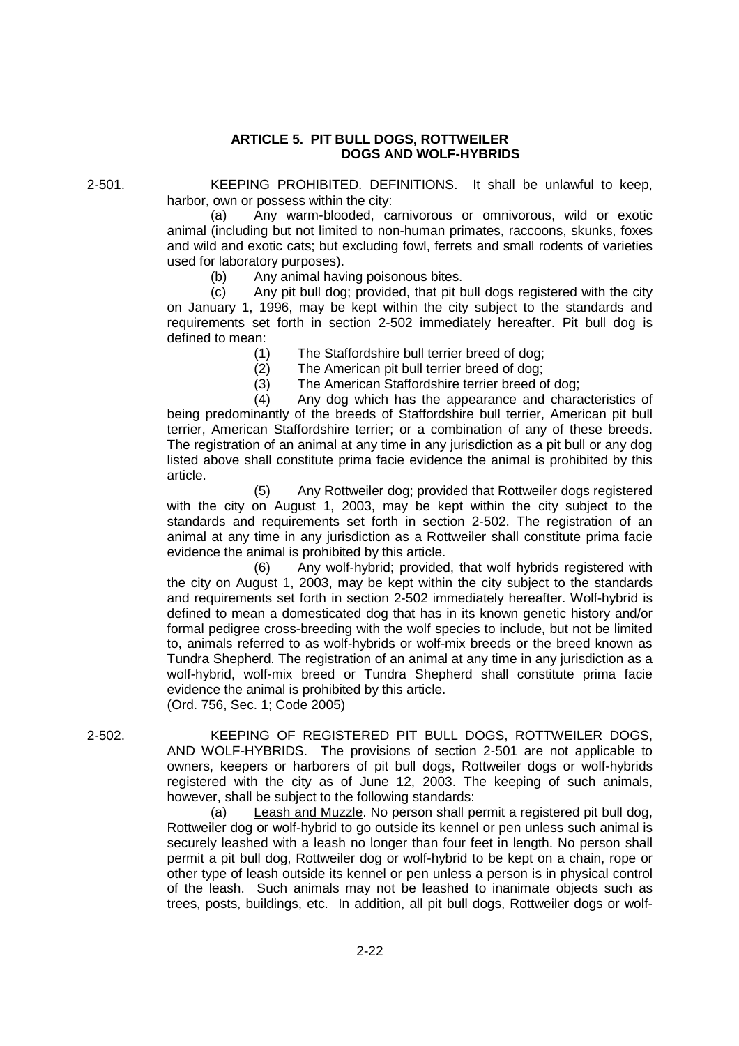## ARTICLE 5. PIT BULL DOGS, ROTTWEILER DOGS AND WOLF-HYBRIDS

2-501. KEEPING PROHIBITED. DEFINITIONS. It shall be unlawful to keep, harbor, own or possess within the city:

(a) Any warm-blooded, carnivorous or omnivorous, wild or exotic animal (including but not limited to non-human primates, raccoons, skunks, foxes and wild and exotic cats; but excluding fowl, ferrets and small rodents of varieties used for laboratory purposes).

(b) Any animal having poisonous bites.

(c) Any pit bull dog; provided, that pit bull dogs registered with the city on January 1, 1996, may be kept within the city subject to the standards and requirements set forth in section 2-502 immediately hereafter. Pit bull dog is defined to mean:

(1) The Staffordshire bull terrier breed of dog;

(2) The American pit bull terrier breed of dog;

(3) The American Staffordshire terrier breed of dog;

(4) Any dog which has the appearance and characteristics of being predominantly of the breeds of Staffordshire bull terrier, American pit bull terrier, American Staffordshire terrier; or a combination of any of these breeds. The registration of an animal at any time in any jurisdiction as a pit bull or any dog listed above shall constitute prima facie evidence the animal is prohibited by this article.

(5) Any Rottweiler dog; provided that Rottweiler dogs registered with the city on August 1, 2003, may be kept within the city subject to the standards and requirements set forth in section 2-502. The registration of an animal at any time in any jurisdiction as a Rottweiler shall constitute prima facie evidence the animal is prohibited by this article.

(6) Any wolf-hybrid; provided, that wolf hybrids registered with the city on August 1, 2003, may be kept within the city subject to the standards and requirements set forth in section 2-502 immediately hereafter. Wolf-hybrid is defined to mean a domesticated dog that has in its known genetic history and/or formal pedigree cross-breeding with the wolf species to include, but not be limited to, animals referred to as wolf-hybrids or wolf-mix breeds or the breed known as Tundra Shepherd. The registration of an animal at any time in any jurisdiction as a wolf-hybrid, wolf-mix breed or Tundra Shepherd shall constitute prima facie evidence the animal is prohibited by this article.

(Ord. 756, Sec. 1; Code 2005)

2-502. KEEPING OF REGISTERED PIT BULL DOGS, ROTTWEILER DOGS, AND WOLF-HYBRIDS. The provisions of section 2-501 are not applicable to owners, keepers or harborers of pit bull dogs, Rottweiler dogs or wolf-hybrids registered with the city as of June 12, 2003. The keeping of such animals, however, shall be subject to the following standards:

(a) Leash and Muzzle. No person shall permit a registered pit bull dog, Rottweiler dog or wolf-hybrid to go outside its kennel or pen unless such animal is securely leashed with a leash no longer than four feet in length. No person shall permit a pit bull dog, Rottweiler dog or wolf-hybrid to be kept on a chain, rope or other type of leash outside its kennel or pen unless a person is in physical control of the leash. Such animals may not be leashed to inanimate objects such as trees, posts, buildings, etc. In addition, all pit bull dogs, Rottweiler dogs or wolf-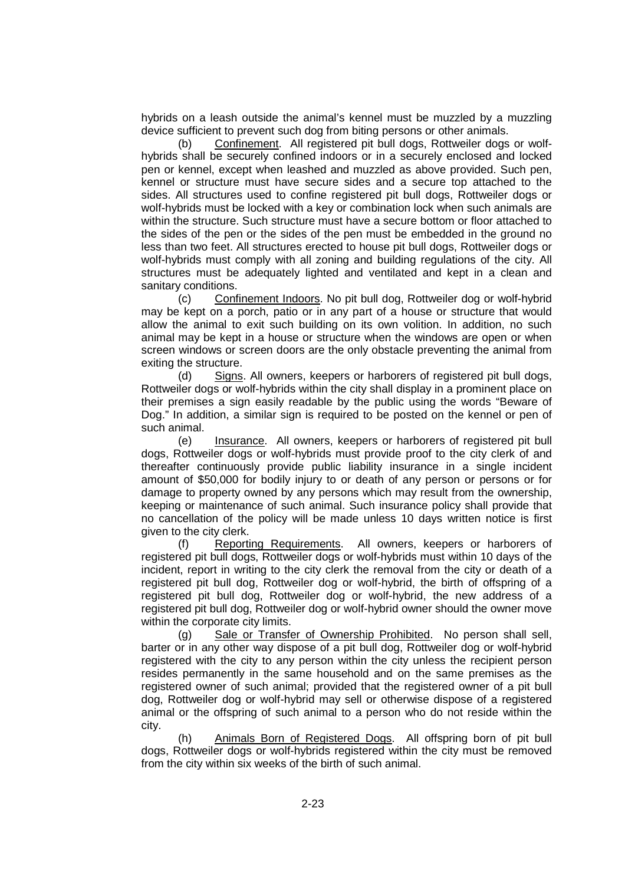hybrids on a leash outside the animal's kennel must be muzzled by a muzzling device sufficient to prevent such dog from biting persons or other animals.

(b) Confinement. All registered pit bull dogs, Rottweiler dogs or wolf-hybrids shall be securely confined indoors or in a securely enclosed and locked pen or kennel, except when leashed and muzzled as above provided. Such pen, kennel or structure must have secure sides and a secure top attached to the sides. All structures used to confine registered pit bull dogs, Rottweiler dogs or wolf-hybrids must be locked with a key or combination lock when such animals are within the structure. Such structure must have a secure bottom or floor attached to the sides of the pen or the sides of the pen must be embedded in the ground no less than two feet. All structures erected to house pit bull dogs, Rottweiler dogs or wolf-hybrids must comply with all zoning and building regulations of the city. All structures must be adequately lighted and ventilated and kept in a clean and sanitary conditions.

(c) Confinement Indoors. No pit bull dog, Rottweiler dog or wolf-hybrid may be kept on a porch, patio or in any part of a house or structure that would allow the animal to exit such building on its own volition. In addition, no such animal may be kept in a house or structure when the windows are open or when screen windows or screen doors are the only obstacle preventing the animal from exiting the structure.

(d) Signs. All owners, keepers or harborers of registered pit bull dogs, Rottweiler dogs or wolf-hybrids within the city shall display in a prominent place on their premises a sign easily readable by the public using the words "Beware of Dog." In addition, a similar sign is required to be posted on the kennel or pen of such animal.

(e) Insurance. All owners, keepers or harborers of registered pit bull dogs, Rottweiler dogs or wolf-hybrids must provide proof to the city clerk of and thereafter continuously provide public liability insurance in a single incident amount of $50,000 for bodily injury to or death of any person or persons or for damage to property owned by any persons which may result from the ownership, keeping or maintenance of such animal. Such insurance policy shall provide that no cancellation of the policy will be made unless 10 days written notice is first given to the city clerk.

(f) Reporting Requirements. All owners, keepers or harborers of registered pit bull dogs, Rottweiler dogs or wolf-hybrids must within 10 days of the incident, report in writing to the city clerk the removal from the city or death of a registered pit bull dog, Rottweiler dog or wolf-hybrid, the birth of offspring of a registered pit bull dog, Rottweiler dog or wolf-hybrid, the new address of a registered pit bull dog, Rottweiler dog or wolf-hybrid owner should the owner move within the corporate city limits.

(g) Sale or Transfer of Ownership Prohibited. No person shall sell, barter or in any other way dispose of a pit bull dog, Rottweiler dog or wolf-hybrid registered with the city to any person within the city unless the recipient person resides permanently in the same household and on the same premises as the registered owner of such animal; provided that the registered owner of a pit bull dog, Rottweiler dog or wolf-hybrid may sell or otherwise dispose of a registered animal or the offspring of such animal to a person who do not reside within the city.

(h) Animals Born of Registered Dogs. All offspring born of pit bull dogs, Rottweiler dogs or wolf-hybrids registered within the city must be removed from the city within six weeks of the birth of such animal.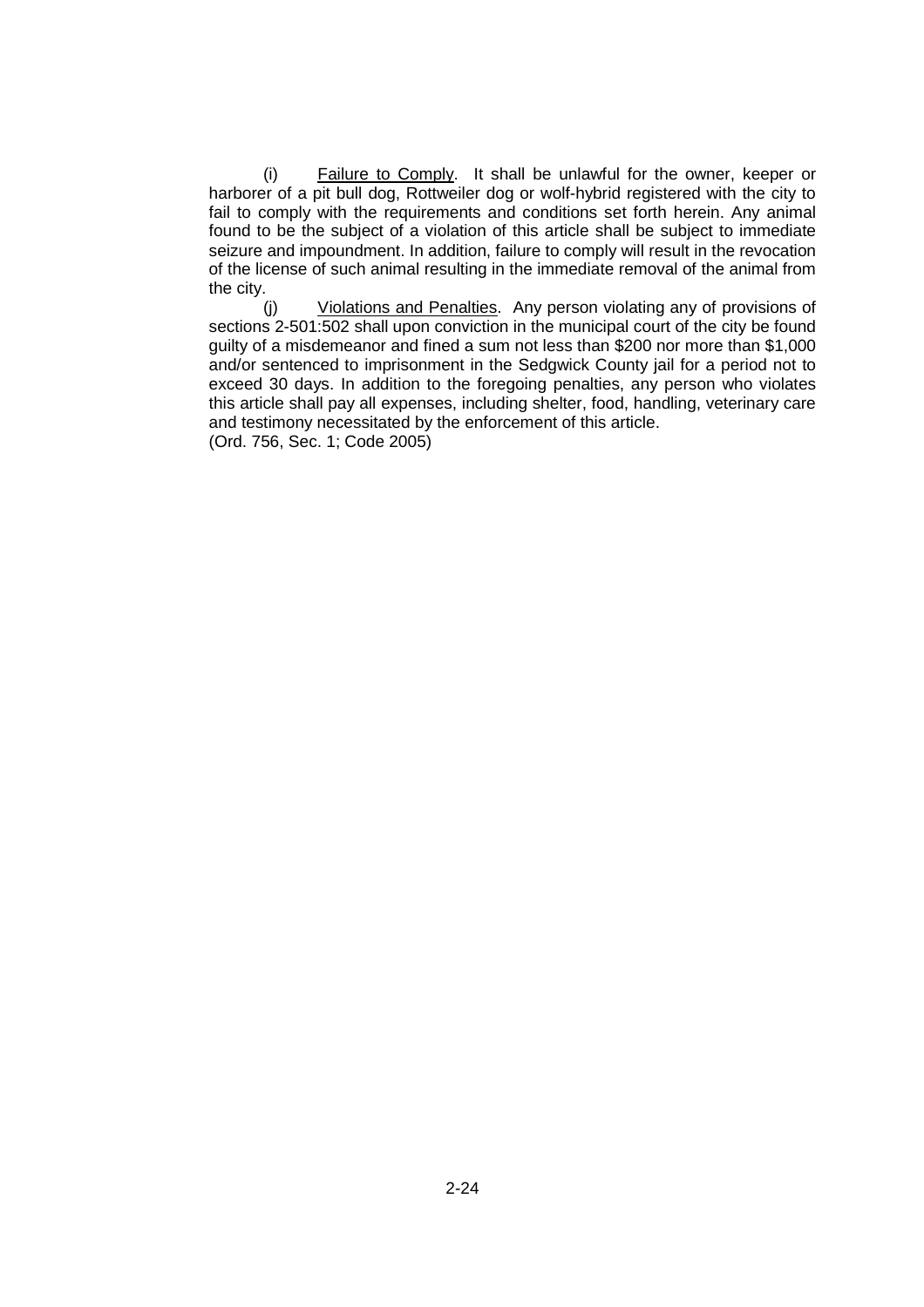(i) Failure to Comply. It shall be unlawful for the owner, keeper or harborer of a pit bull dog, Rottweiler dog or wolf-hybrid registered with the city to fail to comply with the requirements and conditions set forth herein. Any animal found to be the subject of a violation of this article shall be subject to immediate seizure and impoundment. In addition, failure to comply will result in the revocation of the license of such animal resulting in the immediate removal of the animal from the city.

(j) Violations and Penalties. Any person violating any of provisions of sections 2-501:502 shall upon conviction in the municipal court of the city be found guilty of a misdemeanor and fined a sum not less than $200 nor more than $1,000 and/or sentenced to imprisonment in the Sedgwick County jail for a period not to exceed 30 days. In addition to the foregoing penalties, any person who violates this article shall pay all expenses, including shelter, food, handling, veterinary care and testimony necessitated by the enforcement of this article.

(Ord. 756, Sec. 1; Code 2005)